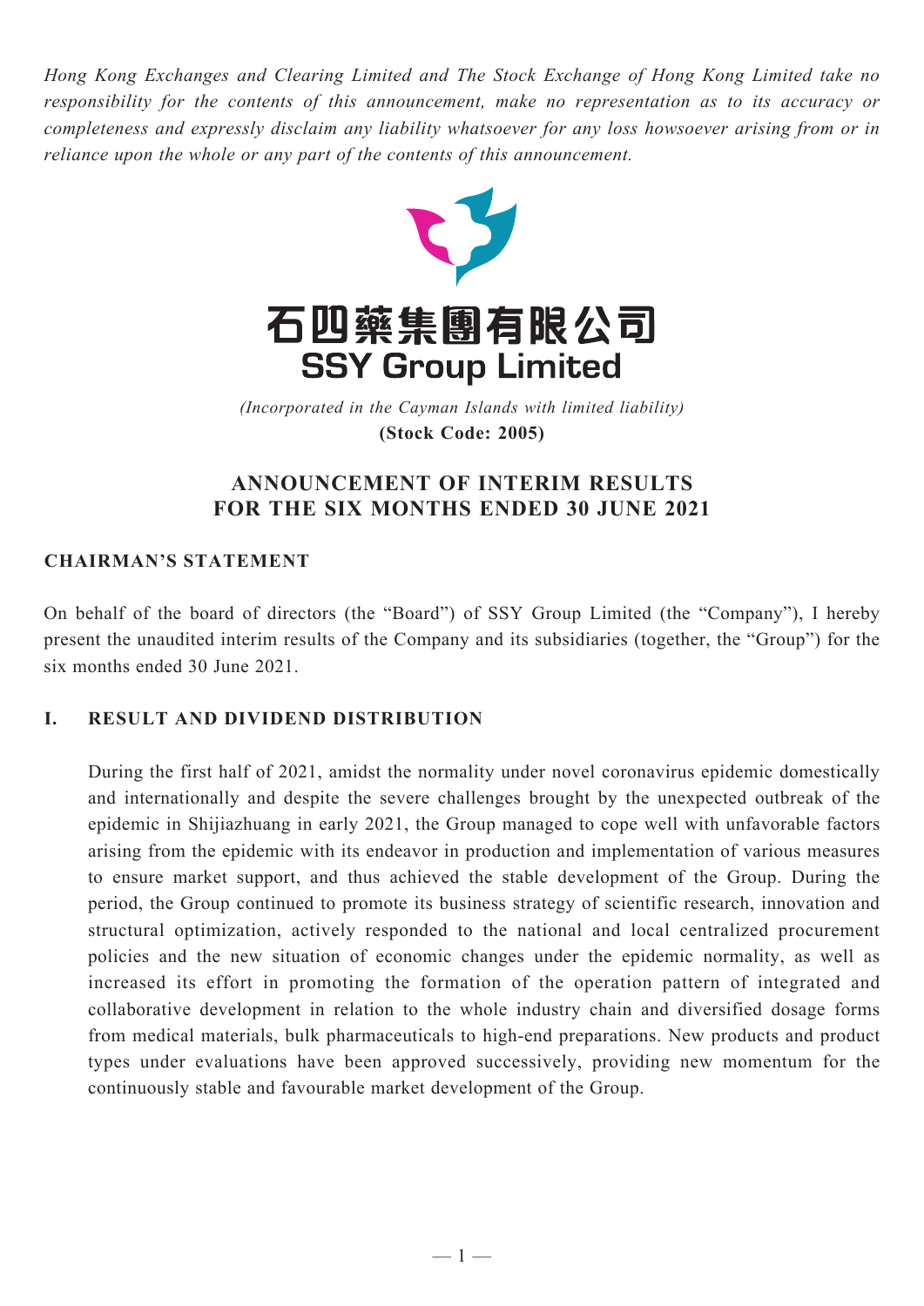*Hong Kong Exchanges and Clearing Limited and The Stock Exchange of Hong Kong Limited take no responsibility for the contents of this announcement, make no representation as to its accuracy or completeness and expressly disclaim any liability whatsoever for any loss howsoever arising from or in reliance upon the whole or any part of the contents of this announcement.*

# 石四藥集團有限公司
# SSY Group Limited

*(Incorporated in the Cayman Islands with limited liability)*

**(Stock Code: 2005)**

## ANNOUNCEMENT OF INTERIM RESULTS FOR THE SIX MONTHS ENDED 30 JUNE 2021

### CHAIRMAN'S STATEMENT

On behalf of the board of directors (the "Board") of SSY Group Limited (the "Company"), I hereby present the unaudited interim results of the Company and its subsidiaries (together, the "Group") for the six months ended 30 June 2021.

### I. RESULT AND DIVIDEND DISTRIBUTION

During the first half of 2021, amidst the normality under novel coronavirus epidemic domestically and internationally and despite the severe challenges brought by the unexpected outbreak of the epidemic in Shijiazhuang in early 2021, the Group managed to cope well with unfavorable factors arising from the epidemic with its endeavor in production and implementation of various measures to ensure market support, and thus achieved the stable development of the Group. During the period, the Group continued to promote its business strategy of scientific research, innovation and structural optimization, actively responded to the national and local centralized procurement policies and the new situation of economic changes under the epidemic normality, as well as increased its effort in promoting the formation of the operation pattern of integrated and collaborative development in relation to the whole industry chain and diversified dosage forms from medical materials, bulk pharmaceuticals to high-end preparations. New products and product types under evaluations have been approved successively, providing new momentum for the continuously stable and favourable market development of the Group.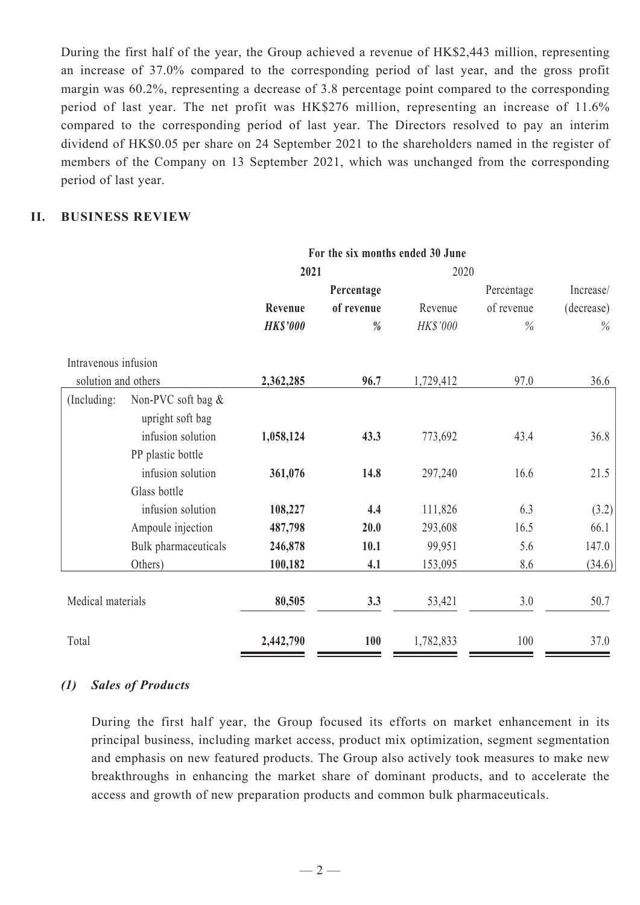During the first half of the year, the Group achieved a revenue of HK$2,443 million, representing an increase of 37.0% compared to the corresponding period of last year, and the gross profit margin was 60.2%, representing a decrease of 3.8 percentage point compared to the corresponding period of last year. The net profit was HK$276 million, representing an increase of 11.6% compared to the corresponding period of last year. The Directors resolved to pay an interim dividend of HK$0.05 per share on 24 September 2021 to the shareholders named in the register of members of the Company on 13 September 2021, which was unchanged from the corresponding period of last year.

## II. BUSINESS REVIEW

| | For the six months ended 30 June | | | | |
|---|---|---|---|---|---|
| | **2021** | | 2020 | | |
| | **Revenue** | **Percentage of revenue** | Revenue | Percentage of revenue | Increase/ (decrease) |
| | ***HK$'000*** | ***%*** | *HK$'000* | *%* | *%* |
| Intravenous infusion solution and others | **2,362,285** | **96.7** | 1,729,412 | 97.0 | 36.6 |
| (Including: Non-PVC soft bag & upright soft bag infusion solution | **1,058,124** | **43.3** | 773,692 | 43.4 | 36.8 |
| PP plastic bottle infusion solution | **361,076** | **14.8** | 297,240 | 16.6 | 21.5 |
| Glass bottle infusion solution | **108,227** | **4.4** | 111,826 | 6.3 | (3.2) |
| Ampoule injection | **487,798** | **20.0** | 293,608 | 16.5 | 66.1 |
| Bulk pharmaceuticals | **246,878** | **10.1** | 99,951 | 5.6 | 147.0 |
| Others) | **100,182** | **4.1** | 153,095 | 8.6 | (34.6) |
| Medical materials | **80,505** | **3.3** | 53,421 | 3.0 | 50.7 |
| Total | **2,442,790** | **100** | 1,782,833 | 100 | 37.0 |

### *(1) Sales of Products*

During the first half year, the Group focused its efforts on market enhancement in its principal business, including market access, product mix optimization, segment segmentation and emphasis on new featured products. The Group also actively took measures to make new breakthroughs in enhancing the market share of dominant products, and to accelerate the access and growth of new preparation products and common bulk pharmaceuticals.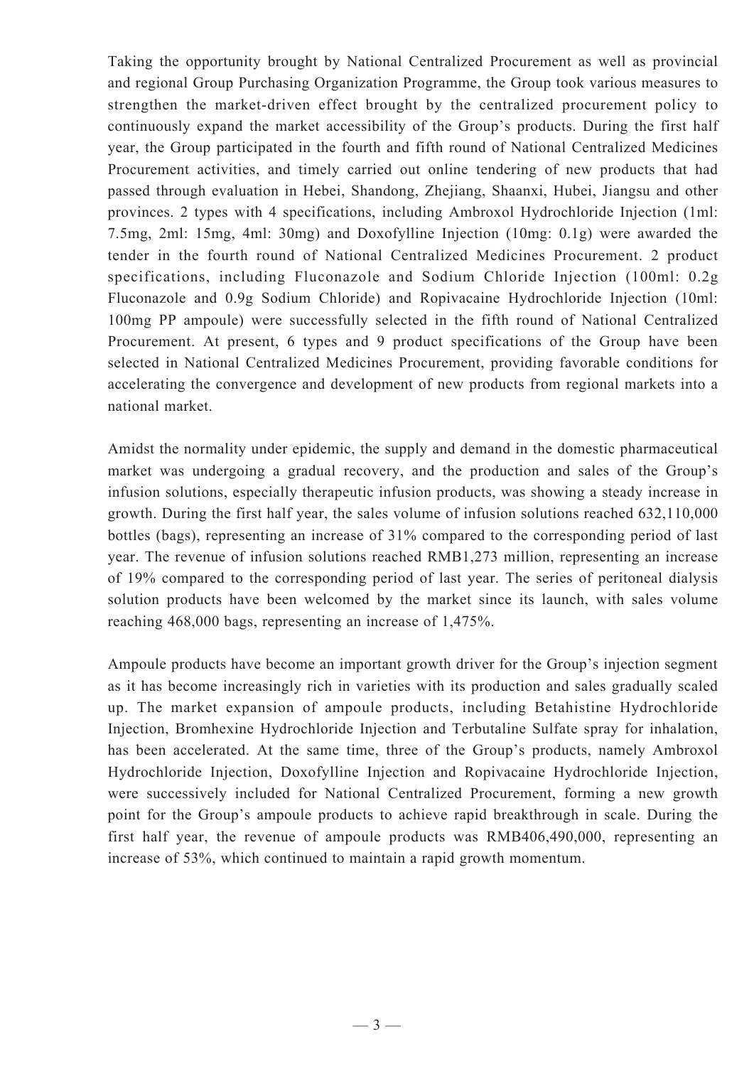Taking the opportunity brought by National Centralized Procurement as well as provincial and regional Group Purchasing Organization Programme, the Group took various measures to strengthen the market-driven effect brought by the centralized procurement policy to continuously expand the market accessibility of the Group's products. During the first half year, the Group participated in the fourth and fifth round of National Centralized Medicines Procurement activities, and timely carried out online tendering of new products that had passed through evaluation in Hebei, Shandong, Zhejiang, Shaanxi, Hubei, Jiangsu and other provinces. 2 types with 4 specifications, including Ambroxol Hydrochloride Injection (1ml: 7.5mg, 2ml: 15mg, 4ml: 30mg) and Doxofylline Injection (10mg: 0.1g) were awarded the tender in the fourth round of National Centralized Medicines Procurement. 2 product specifications, including Fluconazole and Sodium Chloride Injection (100ml: 0.2g Fluconazole and 0.9g Sodium Chloride) and Ropivacaine Hydrochloride Injection (10ml: 100mg PP ampoule) were successfully selected in the fifth round of National Centralized Procurement. At present, 6 types and 9 product specifications of the Group have been selected in National Centralized Medicines Procurement, providing favorable conditions for accelerating the convergence and development of new products from regional markets into a national market.

Amidst the normality under epidemic, the supply and demand in the domestic pharmaceutical market was undergoing a gradual recovery, and the production and sales of the Group's infusion solutions, especially therapeutic infusion products, was showing a steady increase in growth. During the first half year, the sales volume of infusion solutions reached 632,110,000 bottles (bags), representing an increase of 31% compared to the corresponding period of last year. The revenue of infusion solutions reached RMB1,273 million, representing an increase of 19% compared to the corresponding period of last year. The series of peritoneal dialysis solution products have been welcomed by the market since its launch, with sales volume reaching 468,000 bags, representing an increase of 1,475%.

Ampoule products have become an important growth driver for the Group's injection segment as it has become increasingly rich in varieties with its production and sales gradually scaled up. The market expansion of ampoule products, including Betahistine Hydrochloride Injection, Bromhexine Hydrochloride Injection and Terbutaline Sulfate spray for inhalation, has been accelerated. At the same time, three of the Group's products, namely Ambroxol Hydrochloride Injection, Doxofylline Injection and Ropivacaine Hydrochloride Injection, were successively included for National Centralized Procurement, forming a new growth point for the Group's ampoule products to achieve rapid breakthrough in scale. During the first half year, the revenue of ampoule products was RMB406,490,000, representing an increase of 53%, which continued to maintain a rapid growth momentum.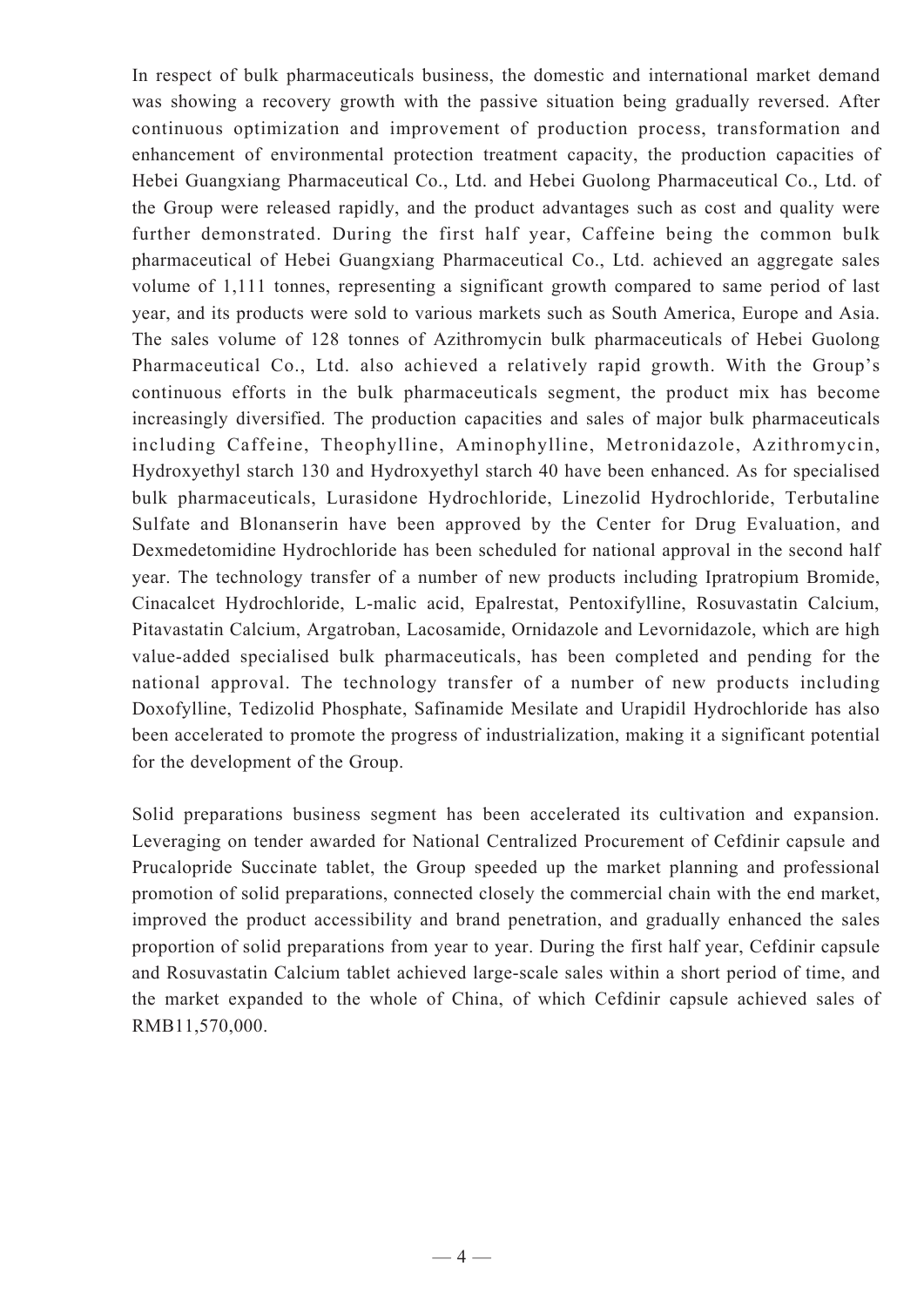In respect of bulk pharmaceuticals business, the domestic and international market demand was showing a recovery growth with the passive situation being gradually reversed. After continuous optimization and improvement of production process, transformation and enhancement of environmental protection treatment capacity, the production capacities of Hebei Guangxiang Pharmaceutical Co., Ltd. and Hebei Guolong Pharmaceutical Co., Ltd. of the Group were released rapidly, and the product advantages such as cost and quality were further demonstrated. During the first half year, Caffeine being the common bulk pharmaceutical of Hebei Guangxiang Pharmaceutical Co., Ltd. achieved an aggregate sales volume of 1,111 tonnes, representing a significant growth compared to same period of last year, and its products were sold to various markets such as South America, Europe and Asia. The sales volume of 128 tonnes of Azithromycin bulk pharmaceuticals of Hebei Guolong Pharmaceutical Co., Ltd. also achieved a relatively rapid growth. With the Group's continuous efforts in the bulk pharmaceuticals segment, the product mix has become increasingly diversified. The production capacities and sales of major bulk pharmaceuticals including Caffeine, Theophylline, Aminophylline, Metronidazole, Azithromycin, Hydroxyethyl starch 130 and Hydroxyethyl starch 40 have been enhanced. As for specialised bulk pharmaceuticals, Lurasidone Hydrochloride, Linezolid Hydrochloride, Terbutaline Sulfate and Blonanserin have been approved by the Center for Drug Evaluation, and Dexmedetomidine Hydrochloride has been scheduled for national approval in the second half year. The technology transfer of a number of new products including Ipratropium Bromide, Cinacalcet Hydrochloride, L-malic acid, Epalrestat, Pentoxifylline, Rosuvastatin Calcium, Pitavastatin Calcium, Argatroban, Lacosamide, Ornidazole and Levornidazole, which are high value-added specialised bulk pharmaceuticals, has been completed and pending for the national approval. The technology transfer of a number of new products including Doxofylline, Tedizolid Phosphate, Safinamide Mesilate and Urapidil Hydrochloride has also been accelerated to promote the progress of industrialization, making it a significant potential for the development of the Group.

Solid preparations business segment has been accelerated its cultivation and expansion. Leveraging on tender awarded for National Centralized Procurement of Cefdinir capsule and Prucalopride Succinate tablet, the Group speeded up the market planning and professional promotion of solid preparations, connected closely the commercial chain with the end market, improved the product accessibility and brand penetration, and gradually enhanced the sales proportion of solid preparations from year to year. During the first half year, Cefdinir capsule and Rosuvastatin Calcium tablet achieved large-scale sales within a short period of time, and the market expanded to the whole of China, of which Cefdinir capsule achieved sales of RMB11,570,000.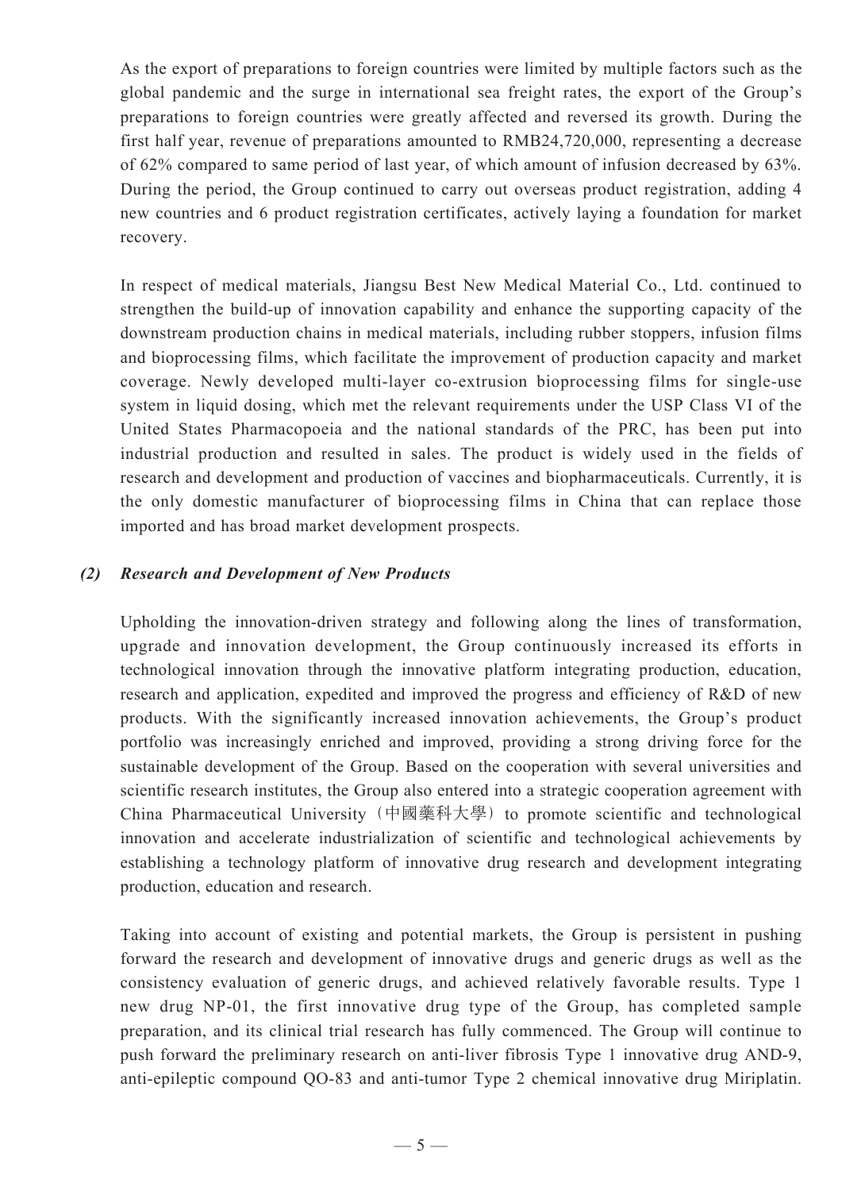As the export of preparations to foreign countries were limited by multiple factors such as the global pandemic and the surge in international sea freight rates, the export of the Group's preparations to foreign countries were greatly affected and reversed its growth. During the first half year, revenue of preparations amounted to RMB24,720,000, representing a decrease of 62% compared to same period of last year, of which amount of infusion decreased by 63%. During the period, the Group continued to carry out overseas product registration, adding 4 new countries and 6 product registration certificates, actively laying a foundation for market recovery.

In respect of medical materials, Jiangsu Best New Medical Material Co., Ltd. continued to strengthen the build-up of innovation capability and enhance the supporting capacity of the downstream production chains in medical materials, including rubber stoppers, infusion films and bioprocessing films, which facilitate the improvement of production capacity and market coverage. Newly developed multi-layer co-extrusion bioprocessing films for single-use system in liquid dosing, which met the relevant requirements under the USP Class VI of the United States Pharmacopoeia and the national standards of the PRC, has been put into industrial production and resulted in sales. The product is widely used in the fields of research and development and production of vaccines and biopharmaceuticals. Currently, it is the only domestic manufacturer of bioprocessing films in China that can replace those imported and has broad market development prospects.

***(2) Research and Development of New Products***

Upholding the innovation-driven strategy and following along the lines of transformation, upgrade and innovation development, the Group continuously increased its efforts in technological innovation through the innovative platform integrating production, education, research and application, expedited and improved the progress and efficiency of R&D of new products. With the significantly increased innovation achievements, the Group's product portfolio was increasingly enriched and improved, providing a strong driving force for the sustainable development of the Group. Based on the cooperation with several universities and scientific research institutes, the Group also entered into a strategic cooperation agreement with China Pharmaceutical University（中國藥科大學）to promote scientific and technological innovation and accelerate industrialization of scientific and technological achievements by establishing a technology platform of innovative drug research and development integrating production, education and research.

Taking into account of existing and potential markets, the Group is persistent in pushing forward the research and development of innovative drugs and generic drugs as well as the consistency evaluation of generic drugs, and achieved relatively favorable results. Type 1 new drug NP-01, the first innovative drug type of the Group, has completed sample preparation, and its clinical trial research has fully commenced. The Group will continue to push forward the preliminary research on anti-liver fibrosis Type 1 innovative drug AND-9, anti-epileptic compound QO-83 and anti-tumor Type 2 chemical innovative drug Miriplatin.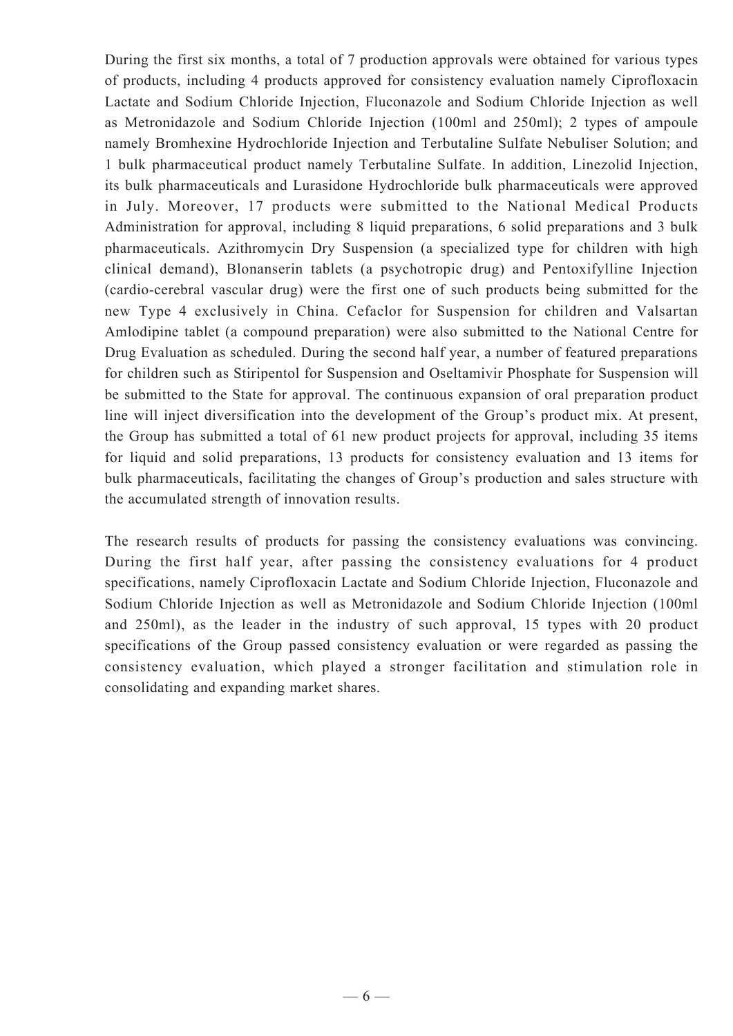During the first six months, a total of 7 production approvals were obtained for various types of products, including 4 products approved for consistency evaluation namely Ciprofloxacin Lactate and Sodium Chloride Injection, Fluconazole and Sodium Chloride Injection as well as Metronidazole and Sodium Chloride Injection (100ml and 250ml); 2 types of ampoule namely Bromhexine Hydrochloride Injection and Terbutaline Sulfate Nebuliser Solution; and 1 bulk pharmaceutical product namely Terbutaline Sulfate. In addition, Linezolid Injection, its bulk pharmaceuticals and Lurasidone Hydrochloride bulk pharmaceuticals were approved in July. Moreover, 17 products were submitted to the National Medical Products Administration for approval, including 8 liquid preparations, 6 solid preparations and 3 bulk pharmaceuticals. Azithromycin Dry Suspension (a specialized type for children with high clinical demand), Blonanserin tablets (a psychotropic drug) and Pentoxifylline Injection (cardio-cerebral vascular drug) were the first one of such products being submitted for the new Type 4 exclusively in China. Cefaclor for Suspension for children and Valsartan Amlodipine tablet (a compound preparation) were also submitted to the National Centre for Drug Evaluation as scheduled. During the second half year, a number of featured preparations for children such as Stiripentol for Suspension and Oseltamivir Phosphate for Suspension will be submitted to the State for approval. The continuous expansion of oral preparation product line will inject diversification into the development of the Group's product mix. At present, the Group has submitted a total of 61 new product projects for approval, including 35 items for liquid and solid preparations, 13 products for consistency evaluation and 13 items for bulk pharmaceuticals, facilitating the changes of Group's production and sales structure with the accumulated strength of innovation results.

The research results of products for passing the consistency evaluations was convincing. During the first half year, after passing the consistency evaluations for 4 product specifications, namely Ciprofloxacin Lactate and Sodium Chloride Injection, Fluconazole and Sodium Chloride Injection as well as Metronidazole and Sodium Chloride Injection (100ml and 250ml), as the leader in the industry of such approval, 15 types with 20 product specifications of the Group passed consistency evaluation or were regarded as passing the consistency evaluation, which played a stronger facilitation and stimulation role in consolidating and expanding market shares.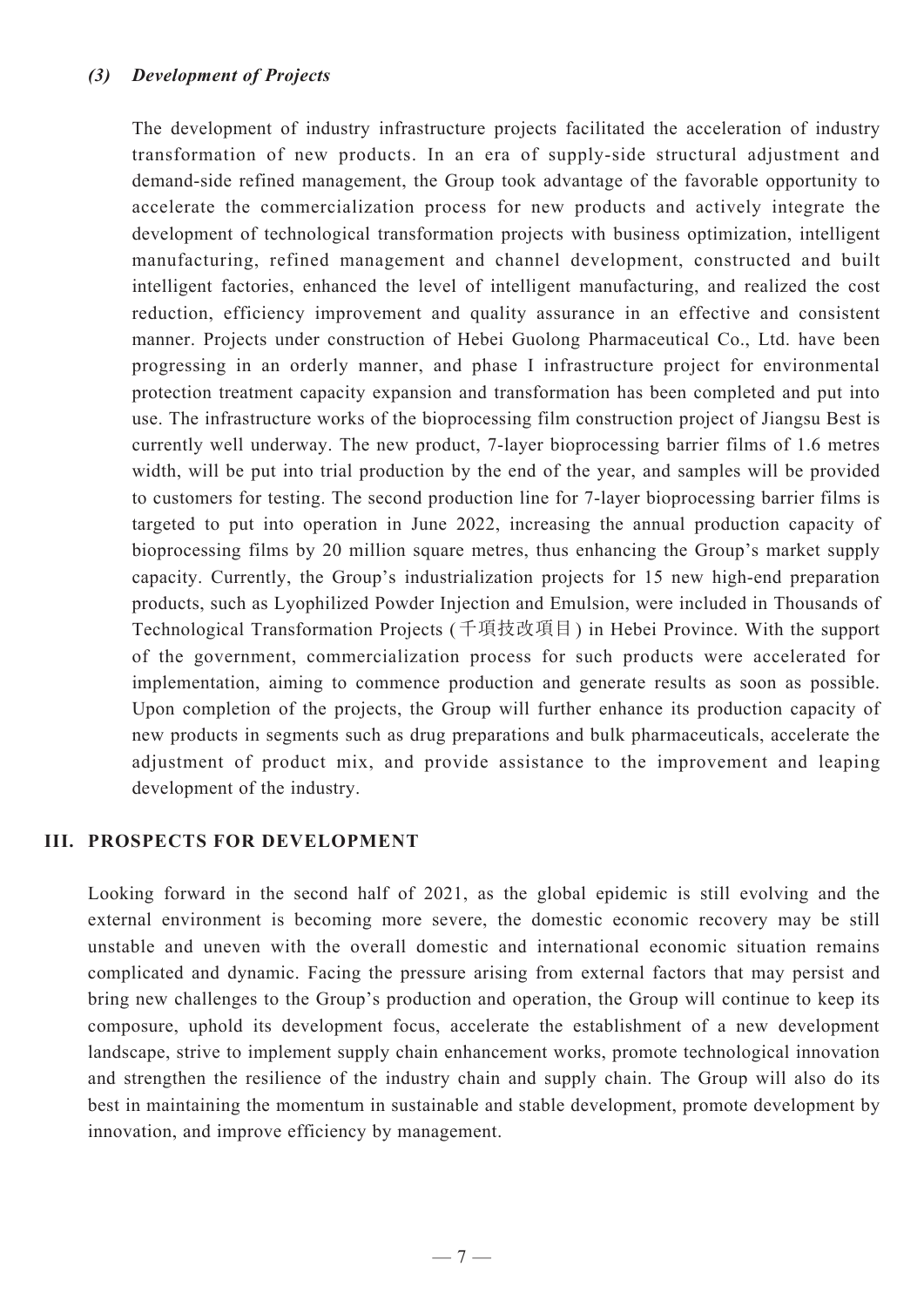### *(3) Development of Projects*

The development of industry infrastructure projects facilitated the acceleration of industry transformation of new products. In an era of supply-side structural adjustment and demand-side refined management, the Group took advantage of the favorable opportunity to accelerate the commercialization process for new products and actively integrate the development of technological transformation projects with business optimization, intelligent manufacturing, refined management and channel development, constructed and built intelligent factories, enhanced the level of intelligent manufacturing, and realized the cost reduction, efficiency improvement and quality assurance in an effective and consistent manner. Projects under construction of Hebei Guolong Pharmaceutical Co., Ltd. have been progressing in an orderly manner, and phase I infrastructure project for environmental protection treatment capacity expansion and transformation has been completed and put into use. The infrastructure works of the bioprocessing film construction project of Jiangsu Best is currently well underway. The new product, 7-layer bioprocessing barrier films of 1.6 metres width, will be put into trial production by the end of the year, and samples will be provided to customers for testing. The second production line for 7-layer bioprocessing barrier films is targeted to put into operation in June 2022, increasing the annual production capacity of bioprocessing films by 20 million square metres, thus enhancing the Group's market supply capacity. Currently, the Group's industrialization projects for 15 new high-end preparation products, such as Lyophilized Powder Injection and Emulsion, were included in Thousands of Technological Transformation Projects (千項技改項目) in Hebei Province. With the support of the government, commercialization process for such products were accelerated for implementation, aiming to commence production and generate results as soon as possible. Upon completion of the projects, the Group will further enhance its production capacity of new products in segments such as drug preparations and bulk pharmaceuticals, accelerate the adjustment of product mix, and provide assistance to the improvement and leaping development of the industry.

## III. PROSPECTS FOR DEVELOPMENT

Looking forward in the second half of 2021, as the global epidemic is still evolving and the external environment is becoming more severe, the domestic economic recovery may be still unstable and uneven with the overall domestic and international economic situation remains complicated and dynamic. Facing the pressure arising from external factors that may persist and bring new challenges to the Group's production and operation, the Group will continue to keep its composure, uphold its development focus, accelerate the establishment of a new development landscape, strive to implement supply chain enhancement works, promote technological innovation and strengthen the resilience of the industry chain and supply chain. The Group will also do its best in maintaining the momentum in sustainable and stable development, promote development by innovation, and improve efficiency by management.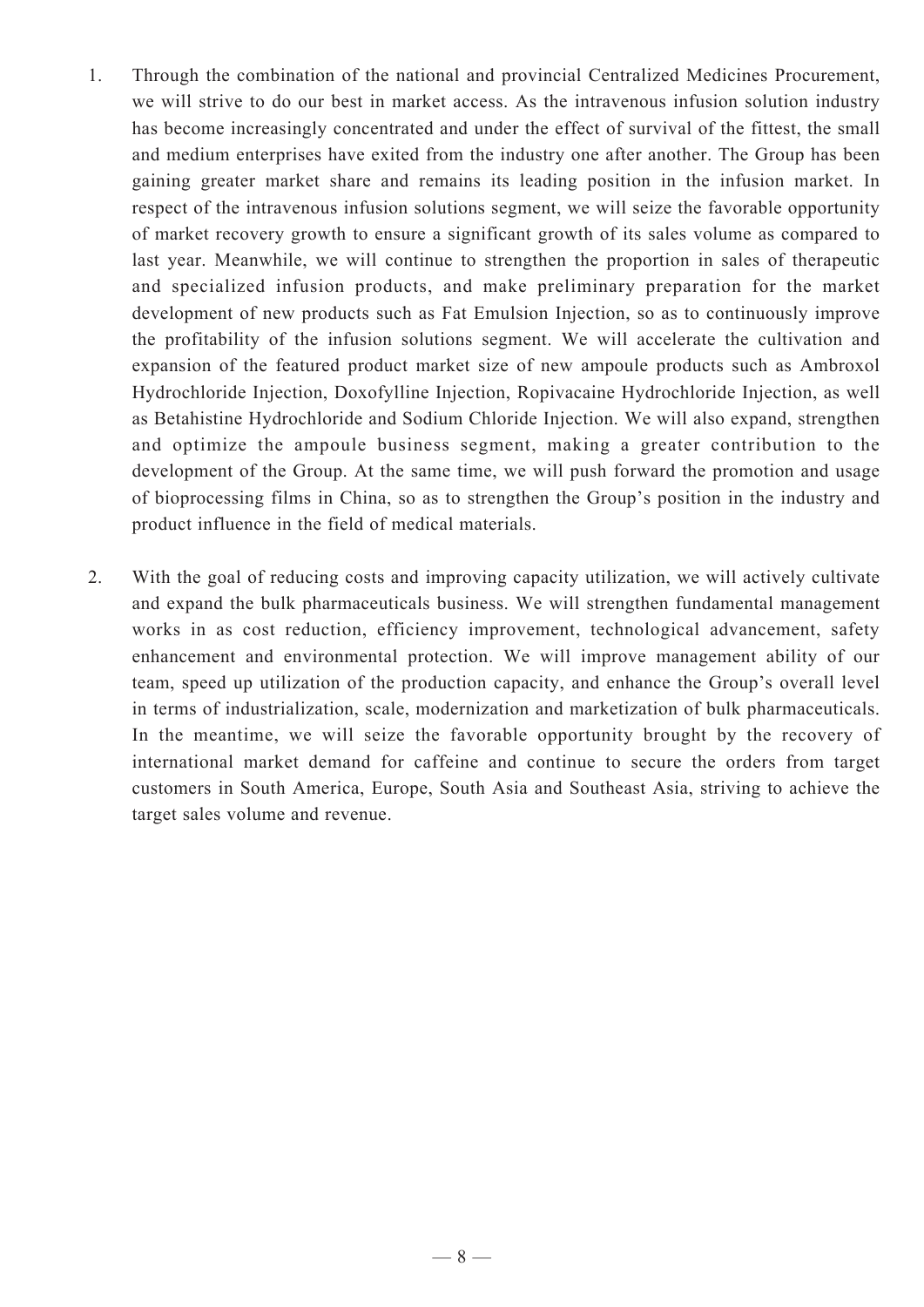1. Through the combination of the national and provincial Centralized Medicines Procurement, we will strive to do our best in market access. As the intravenous infusion solution industry has become increasingly concentrated and under the effect of survival of the fittest, the small and medium enterprises have exited from the industry one after another. The Group has been gaining greater market share and remains its leading position in the infusion market. In respect of the intravenous infusion solutions segment, we will seize the favorable opportunity of market recovery growth to ensure a significant growth of its sales volume as compared to last year. Meanwhile, we will continue to strengthen the proportion in sales of therapeutic and specialized infusion products, and make preliminary preparation for the market development of new products such as Fat Emulsion Injection, so as to continuously improve the profitability of the infusion solutions segment. We will accelerate the cultivation and expansion of the featured product market size of new ampoule products such as Ambroxol Hydrochloride Injection, Doxofylline Injection, Ropivacaine Hydrochloride Injection, as well as Betahistine Hydrochloride and Sodium Chloride Injection. We will also expand, strengthen and optimize the ampoule business segment, making a greater contribution to the development of the Group. At the same time, we will push forward the promotion and usage of bioprocessing films in China, so as to strengthen the Group's position in the industry and product influence in the field of medical materials.

2. With the goal of reducing costs and improving capacity utilization, we will actively cultivate and expand the bulk pharmaceuticals business. We will strengthen fundamental management works in as cost reduction, efficiency improvement, technological advancement, safety enhancement and environmental protection. We will improve management ability of our team, speed up utilization of the production capacity, and enhance the Group's overall level in terms of industrialization, scale, modernization and marketization of bulk pharmaceuticals. In the meantime, we will seize the favorable opportunity brought by the recovery of international market demand for caffeine and continue to secure the orders from target customers in South America, Europe, South Asia and Southeast Asia, striving to achieve the target sales volume and revenue.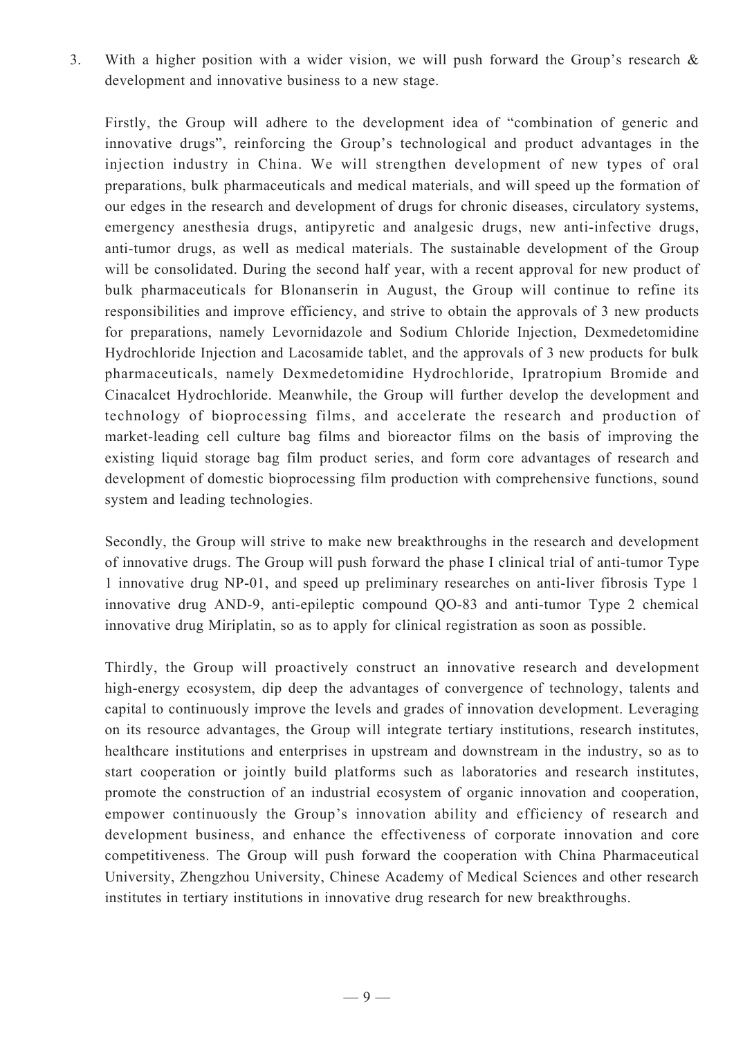3. With a higher position with a wider vision, we will push forward the Group's research & development and innovative business to a new stage.

 Firstly, the Group will adhere to the development idea of "combination of generic and innovative drugs", reinforcing the Group's technological and product advantages in the injection industry in China. We will strengthen development of new types of oral preparations, bulk pharmaceuticals and medical materials, and will speed up the formation of our edges in the research and development of drugs for chronic diseases, circulatory systems, emergency anesthesia drugs, antipyretic and analgesic drugs, new anti-infective drugs, anti-tumor drugs, as well as medical materials. The sustainable development of the Group will be consolidated. During the second half year, with a recent approval for new product of bulk pharmaceuticals for Blonanserin in August, the Group will continue to refine its responsibilities and improve efficiency, and strive to obtain the approvals of 3 new products for preparations, namely Levornidazole and Sodium Chloride Injection, Dexmedetomidine Hydrochloride Injection and Lacosamide tablet, and the approvals of 3 new products for bulk pharmaceuticals, namely Dexmedetomidine Hydrochloride, Ipratropium Bromide and Cinacalcet Hydrochloride. Meanwhile, the Group will further develop the development and technology of bioprocessing films, and accelerate the research and production of market-leading cell culture bag films and bioreactor films on the basis of improving the existing liquid storage bag film product series, and form core advantages of research and development of domestic bioprocessing film production with comprehensive functions, sound system and leading technologies.

 Secondly, the Group will strive to make new breakthroughs in the research and development of innovative drugs. The Group will push forward the phase I clinical trial of anti-tumor Type 1 innovative drug NP-01, and speed up preliminary researches on anti-liver fibrosis Type 1 innovative drug AND-9, anti-epileptic compound QO-83 and anti-tumor Type 2 chemical innovative drug Miriplatin, so as to apply for clinical registration as soon as possible.

 Thirdly, the Group will proactively construct an innovative research and development high-energy ecosystem, dip deep the advantages of convergence of technology, talents and capital to continuously improve the levels and grades of innovation development. Leveraging on its resource advantages, the Group will integrate tertiary institutions, research institutes, healthcare institutions and enterprises in upstream and downstream in the industry, so as to start cooperation or jointly build platforms such as laboratories and research institutes, promote the construction of an industrial ecosystem of organic innovation and cooperation, empower continuously the Group's innovation ability and efficiency of research and development business, and enhance the effectiveness of corporate innovation and core competitiveness. The Group will push forward the cooperation with China Pharmaceutical University, Zhengzhou University, Chinese Academy of Medical Sciences and other research institutes in tertiary institutions in innovative drug research for new breakthroughs.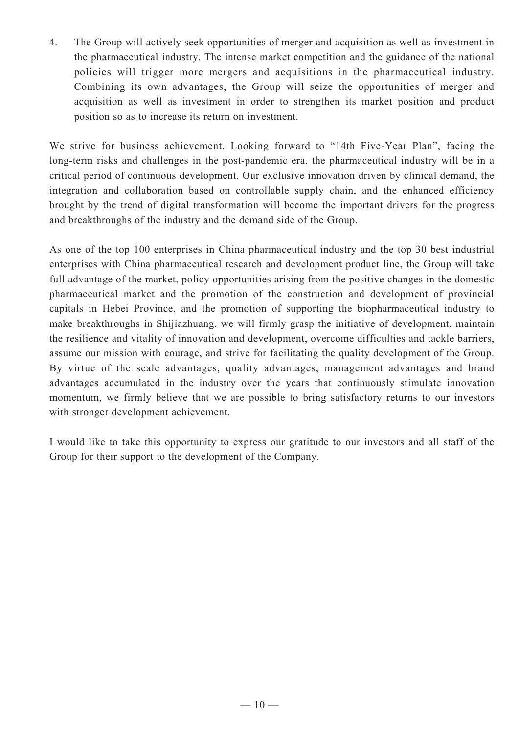4. The Group will actively seek opportunities of merger and acquisition as well as investment in the pharmaceutical industry. The intense market competition and the guidance of the national policies will trigger more mergers and acquisitions in the pharmaceutical industry. Combining its own advantages, the Group will seize the opportunities of merger and acquisition as well as investment in order to strengthen its market position and product position so as to increase its return on investment.

We strive for business achievement. Looking forward to "14th Five-Year Plan", facing the long-term risks and challenges in the post-pandemic era, the pharmaceutical industry will be in a critical period of continuous development. Our exclusive innovation driven by clinical demand, the integration and collaboration based on controllable supply chain, and the enhanced efficiency brought by the trend of digital transformation will become the important drivers for the progress and breakthroughs of the industry and the demand side of the Group.

As one of the top 100 enterprises in China pharmaceutical industry and the top 30 best industrial enterprises with China pharmaceutical research and development product line, the Group will take full advantage of the market, policy opportunities arising from the positive changes in the domestic pharmaceutical market and the promotion of the construction and development of provincial capitals in Hebei Province, and the promotion of supporting the biopharmaceutical industry to make breakthroughs in Shijiazhuang, we will firmly grasp the initiative of development, maintain the resilience and vitality of innovation and development, overcome difficulties and tackle barriers, assume our mission with courage, and strive for facilitating the quality development of the Group. By virtue of the scale advantages, quality advantages, management advantages and brand advantages accumulated in the industry over the years that continuously stimulate innovation momentum, we firmly believe that we are possible to bring satisfactory returns to our investors with stronger development achievement.

I would like to take this opportunity to express our gratitude to our investors and all staff of the Group for their support to the development of the Company.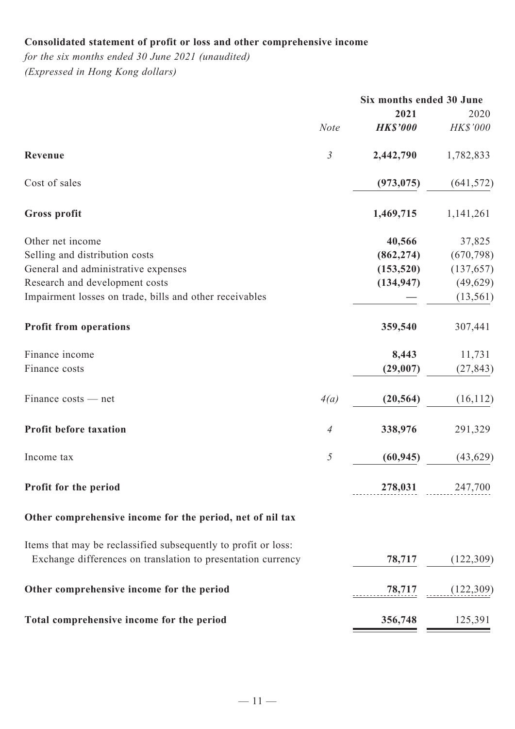**Consolidated statement of profit or loss and other comprehensive income**

*for the six months ended 30 June 2021 (unaudited)*
*(Expressed in Hong Kong dollars)*

| | | Six months ended 30 June | |
|---|---|---|---|
| | | **2021** | 2020 |
| | *Note* | ***HK$'000*** | *HK$'000* |
| **Revenue** | *3* | **2,442,790** | 1,782,833 |
| Cost of sales | | **(973,075)** | (641,572) |
| **Gross profit** | | **1,469,715** | 1,141,261 |
| Other net income | | **40,566** | 37,825 |
| Selling and distribution costs | | **(862,274)** | (670,798) |
| General and administrative expenses | | **(153,520)** | (137,657) |
| Research and development costs | | **(134,947)** | (49,629) |
| Impairment losses on trade, bills and other receivables | | **—** | (13,561) |
| **Profit from operations** | | **359,540** | 307,441 |
| Finance income | | **8,443** | 11,731 |
| Finance costs | | **(29,007)** | (27,843) |
| Finance costs — net | *4(a)* | **(20,564)** | (16,112) |
| **Profit before taxation** | *4* | **338,976** | 291,329 |
| Income tax | *5* | **(60,945)** | (43,629) |
| **Profit for the period** | | **278,031** | 247,700 |
| **Other comprehensive income for the period, net of nil tax** | | | |
| Items that may be reclassified subsequently to profit or loss: | | | |
| Exchange differences on translation to presentation currency | | **78,717** | (122,309) |
| **Other comprehensive income for the period** | | **78,717** | (122,309) |
| **Total comprehensive income for the period** | | **356,748** | 125,391 |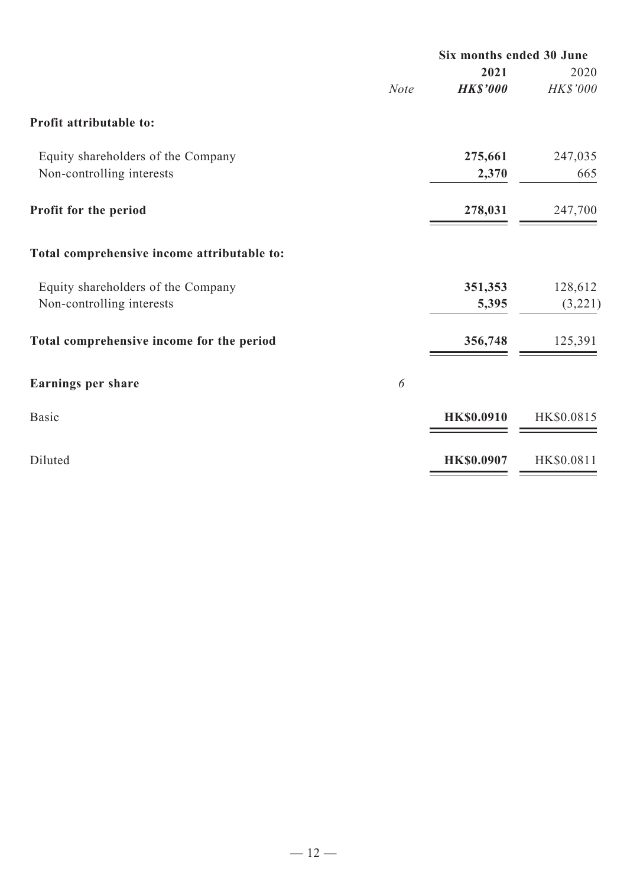| | Note | Six months ended 30 June | |
|---|---|---|---|
| | | **2021** | 2020 |
| | | ***HK$'000*** | *HK$'000* |
| **Profit attributable to:** | | | |
| Equity shareholders of the Company | | **275,661** | 247,035 |
| Non-controlling interests | | **2,370** | 665 |
| **Profit for the period** | | **278,031** | 247,700 |
| **Total comprehensive income attributable to:** | | | |
| Equity shareholders of the Company | | **351,353** | 128,612 |
| Non-controlling interests | | **5,395** | (3,221) |
| **Total comprehensive income for the period** | | **356,748** | 125,391 |
| **Earnings per share** | *6* | | |
| Basic | | **HK$0.0910** | HK$0.0815 |
| Diluted | | **HK$0.0907** | HK$0.0811 |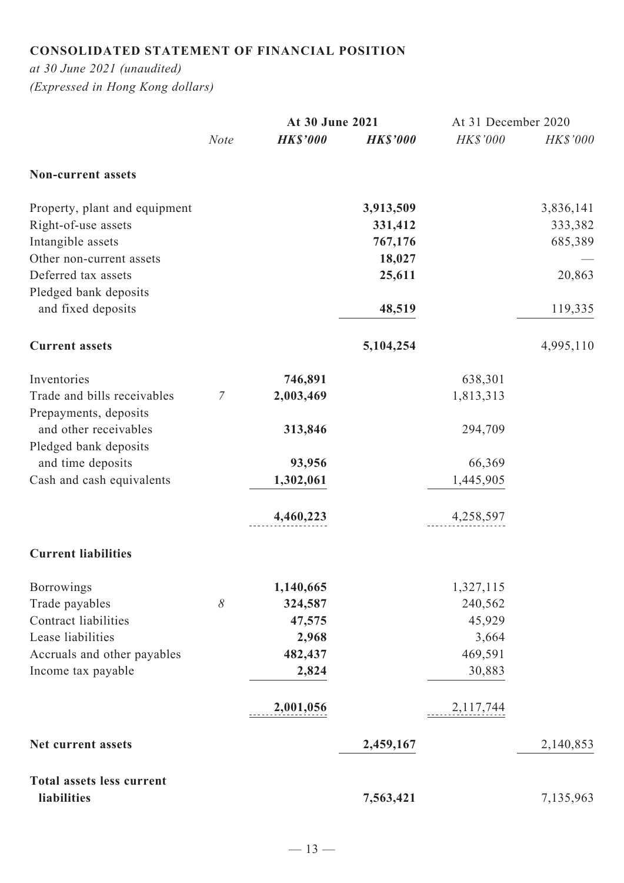## CONSOLIDATED STATEMENT OF FINANCIAL POSITION

*at 30 June 2021 (unaudited)*
*(Expressed in Hong Kong dollars)*

| | | At 30 June 2021 | | At 31 December 2020 | |
|---|---|---|---|---|---|
| | *Note* | ***HK$'000*** | ***HK$'000*** | *HK$'000* | *HK$'000* |
| **Non-current assets** | | | | | |
| Property, plant and equipment | | | **3,913,509** | | 3,836,141 |
| Right-of-use assets | | | **331,412** | | 333,382 |
| Intangible assets | | | **767,176** | | 685,389 |
| Other non-current assets | | | **18,027** | | — |
| Deferred tax assets | | | **25,611** | | 20,863 |
| Pledged bank deposits and fixed deposits | | | **48,519** | | 119,335 |
| **Current assets** | | | **5,104,254** | | 4,995,110 |
| Inventories | | **746,891** | | 638,301 | |
| Trade and bills receivables | *7* | **2,003,469** | | 1,813,313 | |
| Prepayments, deposits and other receivables | | **313,846** | | 294,709 | |
| Pledged bank deposits and time deposits | | **93,956** | | 66,369 | |
| Cash and cash equivalents | | **1,302,061** | | 1,445,905 | |
| | | **4,460,223** | | 4,258,597 | |
| **Current liabilities** | | | | | |
| Borrowings | | **1,140,665** | | 1,327,115 | |
| Trade payables | *8* | **324,587** | | 240,562 | |
| Contract liabilities | | **47,575** | | 45,929 | |
| Lease liabilities | | **2,968** | | 3,664 | |
| Accruals and other payables | | **482,437** | | 469,591 | |
| Income tax payable | | **2,824** | | 30,883 | |
| | | **2,001,056** | | 2,117,744 | |
| **Net current assets** | | | **2,459,167** | | 2,140,853 |
| **Total assets less current liabilities** | | | **7,563,421** | | 7,135,963 |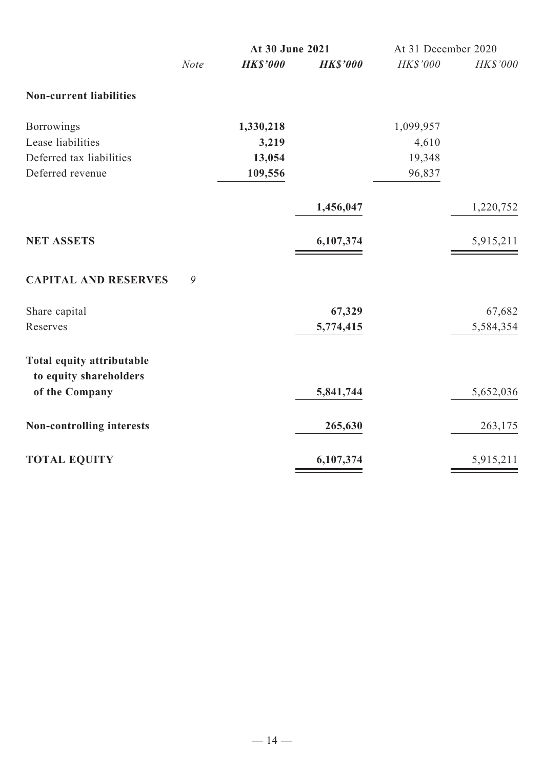| | Note | At 30 June 2021 | | At 31 December 2020 | |
|---|---|---|---|---|---|
| | | ***HK$'000*** | ***HK$'000*** | *HK$'000* | *HK$'000* |
| **Non-current liabilities** | | | | | |
| Borrowings | | **1,330,218** | | 1,099,957 | |
| Lease liabilities | | **3,219** | | 4,610 | |
| Deferred tax liabilities | | **13,054** | | 19,348 | |
| Deferred revenue | | **109,556** | | 96,837 | |
| | | | **1,456,047** | | 1,220,752 |
| **NET ASSETS** | | | **6,107,374** | | 5,915,211 |
| **CAPITAL AND RESERVES** | *9* | | | | |
| Share capital | | | **67,329** | | 67,682 |
| Reserves | | | **5,774,415** | | 5,584,354 |
| **Total equity attributable to equity shareholders of the Company** | | | **5,841,744** | | 5,652,036 |
| **Non-controlling interests** | | | **265,630** | | 263,175 |
| **TOTAL EQUITY** | | | **6,107,374** | | 5,915,211 |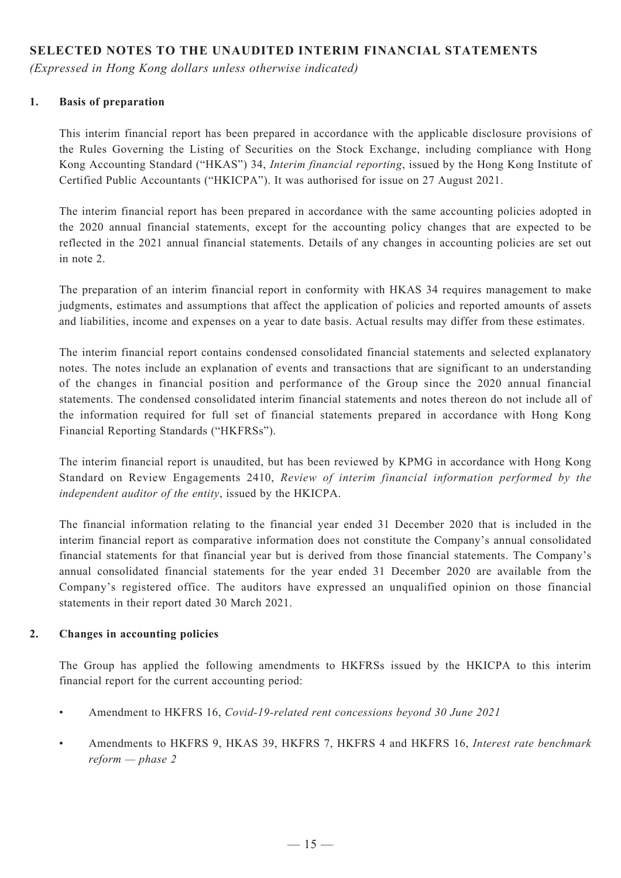## SELECTED NOTES TO THE UNAUDITED INTERIM FINANCIAL STATEMENTS

*(Expressed in Hong Kong dollars unless otherwise indicated)*

### 1. Basis of preparation

This interim financial report has been prepared in accordance with the applicable disclosure provisions of the Rules Governing the Listing of Securities on the Stock Exchange, including compliance with Hong Kong Accounting Standard ("HKAS") 34, *Interim financial reporting*, issued by the Hong Kong Institute of Certified Public Accountants ("HKICPA"). It was authorised for issue on 27 August 2021.

The interim financial report has been prepared in accordance with the same accounting policies adopted in the 2020 annual financial statements, except for the accounting policy changes that are expected to be reflected in the 2021 annual financial statements. Details of any changes in accounting policies are set out in note 2.

The preparation of an interim financial report in conformity with HKAS 34 requires management to make judgments, estimates and assumptions that affect the application of policies and reported amounts of assets and liabilities, income and expenses on a year to date basis. Actual results may differ from these estimates.

The interim financial report contains condensed consolidated financial statements and selected explanatory notes. The notes include an explanation of events and transactions that are significant to an understanding of the changes in financial position and performance of the Group since the 2020 annual financial statements. The condensed consolidated interim financial statements and notes thereon do not include all of the information required for full set of financial statements prepared in accordance with Hong Kong Financial Reporting Standards ("HKFRSs").

The interim financial report is unaudited, but has been reviewed by KPMG in accordance with Hong Kong Standard on Review Engagements 2410, *Review of interim financial information performed by the independent auditor of the entity*, issued by the HKICPA.

The financial information relating to the financial year ended 31 December 2020 that is included in the interim financial report as comparative information does not constitute the Company's annual consolidated financial statements for that financial year but is derived from those financial statements. The Company's annual consolidated financial statements for the year ended 31 December 2020 are available from the Company's registered office. The auditors have expressed an unqualified opinion on those financial statements in their report dated 30 March 2021.

### 2. Changes in accounting policies

The Group has applied the following amendments to HKFRSs issued by the HKICPA to this interim financial report for the current accounting period:

- Amendment to HKFRS 16, *Covid-19-related rent concessions beyond 30 June 2021*
- Amendments to HKFRS 9, HKAS 39, HKFRS 7, HKFRS 4 and HKFRS 16, *Interest rate benchmark reform — phase 2*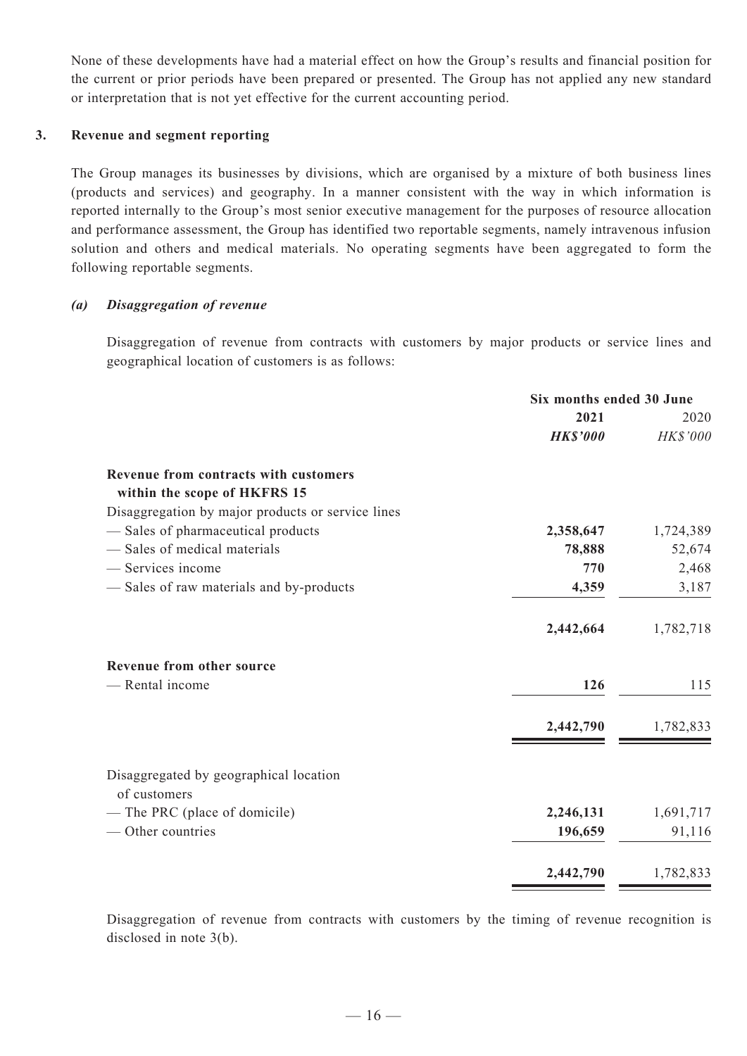None of these developments have had a material effect on how the Group's results and financial position for the current or prior periods have been prepared or presented. The Group has not applied any new standard or interpretation that is not yet effective for the current accounting period.

## 3. Revenue and segment reporting

The Group manages its businesses by divisions, which are organised by a mixture of both business lines (products and services) and geography. In a manner consistent with the way in which information is reported internally to the Group's most senior executive management for the purposes of resource allocation and performance assessment, the Group has identified two reportable segments, namely intravenous infusion solution and others and medical materials. No operating segments have been aggregated to form the following reportable segments.

### *(a) Disaggregation of revenue*

Disaggregation of revenue from contracts with customers by major products or service lines and geographical location of customers is as follows:

| | Six months ended 30 June | |
|---|---|---|
| | **2021** | 2020 |
| | ***HK$'000*** | *HK$'000* |
| **Revenue from contracts with customers within the scope of HKFRS 15** | | |
| Disaggregation by major products or service lines | | |
| — Sales of pharmaceutical products | **2,358,647** | 1,724,389 |
| — Sales of medical materials | **78,888** | 52,674 |
| — Services income | **770** | 2,468 |
| — Sales of raw materials and by-products | **4,359** | 3,187 |
| | **2,442,664** | 1,782,718 |
| **Revenue from other source** | | |
| — Rental income | **126** | 115 |
| | **2,442,790** | 1,782,833 |
| Disaggregated by geographical location of customers | | |
| — The PRC (place of domicile) | **2,246,131** | 1,691,717 |
| — Other countries | **196,659** | 91,116 |
| | **2,442,790** | 1,782,833 |

Disaggregation of revenue from contracts with customers by the timing of revenue recognition is disclosed in note 3(b).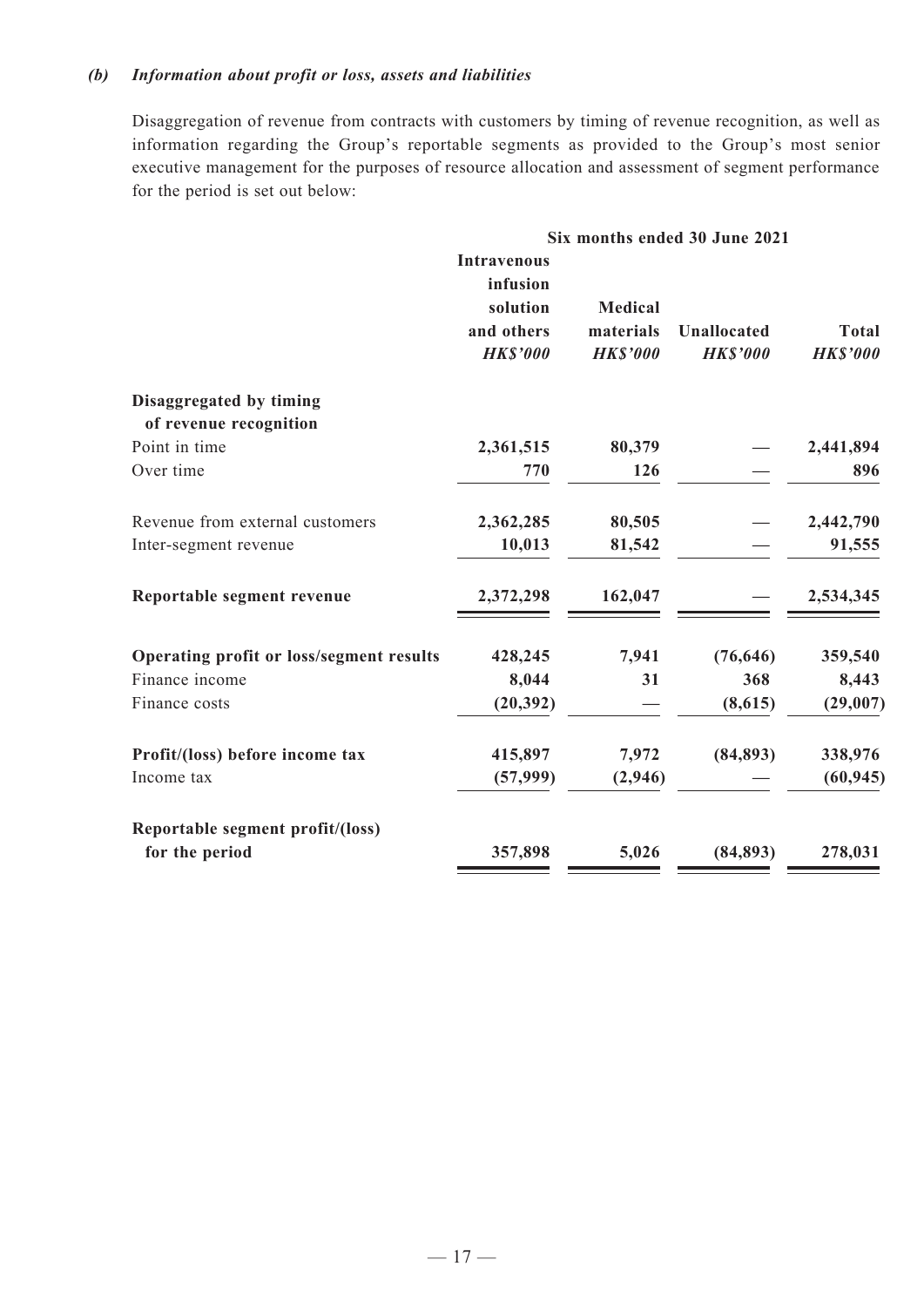### *(b) Information about profit or loss, assets and liabilities*

Disaggregation of revenue from contracts with customers by timing of revenue recognition, as well as information regarding the Group's reportable segments as provided to the Group's most senior executive management for the purposes of resource allocation and assessment of segment performance for the period is set out below:

| | Six months ended 30 June 2021 | | | |
|---|---|---|---|---|
| | **Intravenous infusion solution and others** | **Medical materials** | **Unallocated** | **Total** |
| | ***HK$'000*** | ***HK$'000*** | ***HK$'000*** | ***HK$'000*** |
| **Disaggregated by timing of revenue recognition** | | | | |
| Point in time | **2,361,515** | **80,379** | **—** | **2,441,894** |
| Over time | **770** | **126** | **—** | **896** |
| Revenue from external customers | **2,362,285** | **80,505** | **—** | **2,442,790** |
| Inter-segment revenue | **10,013** | **81,542** | **—** | **91,555** |
| **Reportable segment revenue** | **2,372,298** | **162,047** | **—** | **2,534,345** |
| **Operating profit or loss/segment results** | **428,245** | **7,941** | **(76,646)** | **359,540** |
| Finance income | **8,044** | **31** | **368** | **8,443** |
| Finance costs | **(20,392)** | **—** | **(8,615)** | **(29,007)** |
| **Profit/(loss) before income tax** | **415,897** | **7,972** | **(84,893)** | **338,976** |
| Income tax | **(57,999)** | **(2,946)** | **—** | **(60,945)** |
| **Reportable segment profit/(loss) for the period** | **357,898** | **5,026** | **(84,893)** | **278,031** |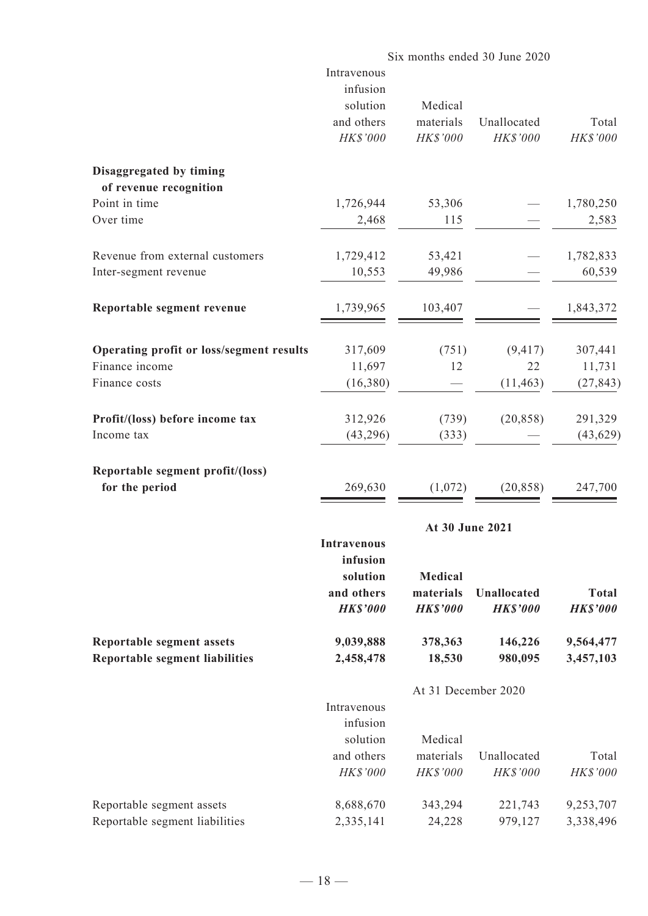| | Six months ended 30 June 2020 | | | |
|---|---|---|---|---|
| | Intravenous infusion solution and others | Medical materials | Unallocated | Total |
| | *HK$'000* | *HK$'000* | *HK$'000* | *HK$'000* |
| **Disaggregated by timing of revenue recognition** | | | | |
| Point in time | 1,726,944 | 53,306 | — | 1,780,250 |
| Over time | 2,468 | 115 | — | 2,583 |
| Revenue from external customers | 1,729,412 | 53,421 | — | 1,782,833 |
| Inter-segment revenue | 10,553 | 49,986 | — | 60,539 |
| **Reportable segment revenue** | 1,739,965 | 103,407 | — | 1,843,372 |
| **Operating profit or loss/segment results** | 317,609 | (751) | (9,417) | 307,441 |
| Finance income | 11,697 | 12 | 22 | 11,731 |
| Finance costs | (16,380) | — | (11,463) | (27,843) |
| **Profit/(loss) before income tax** | 312,926 | (739) | (20,858) | 291,329 |
| Income tax | (43,296) | (333) | — | (43,629) |
| **Reportable segment profit/(loss) for the period** | 269,630 | (1,072) | (20,858) | 247,700 |

| | **At 30 June 2021** | | | |
|---|---|---|---|---|
| | **Intravenous infusion solution and others** | **Medical materials** | **Unallocated** | **Total** |
| | ***HK$'000*** | ***HK$'000*** | ***HK$'000*** | ***HK$'000*** |
| **Reportable segment assets** | **9,039,888** | **378,363** | **146,226** | **9,564,477** |
| **Reportable segment liabilities** | **2,458,478** | **18,530** | **980,095** | **3,457,103** |

| | At 31 December 2020 | | | |
|---|---|---|---|---|
| | Intravenous infusion solution and others | Medical materials | Unallocated | Total |
| | *HK$'000* | *HK$'000* | *HK$'000* | *HK$'000* |
| Reportable segment assets | 8,688,670 | 343,294 | 221,743 | 9,253,707 |
| Reportable segment liabilities | 2,335,141 | 24,228 | 979,127 | 3,338,496 |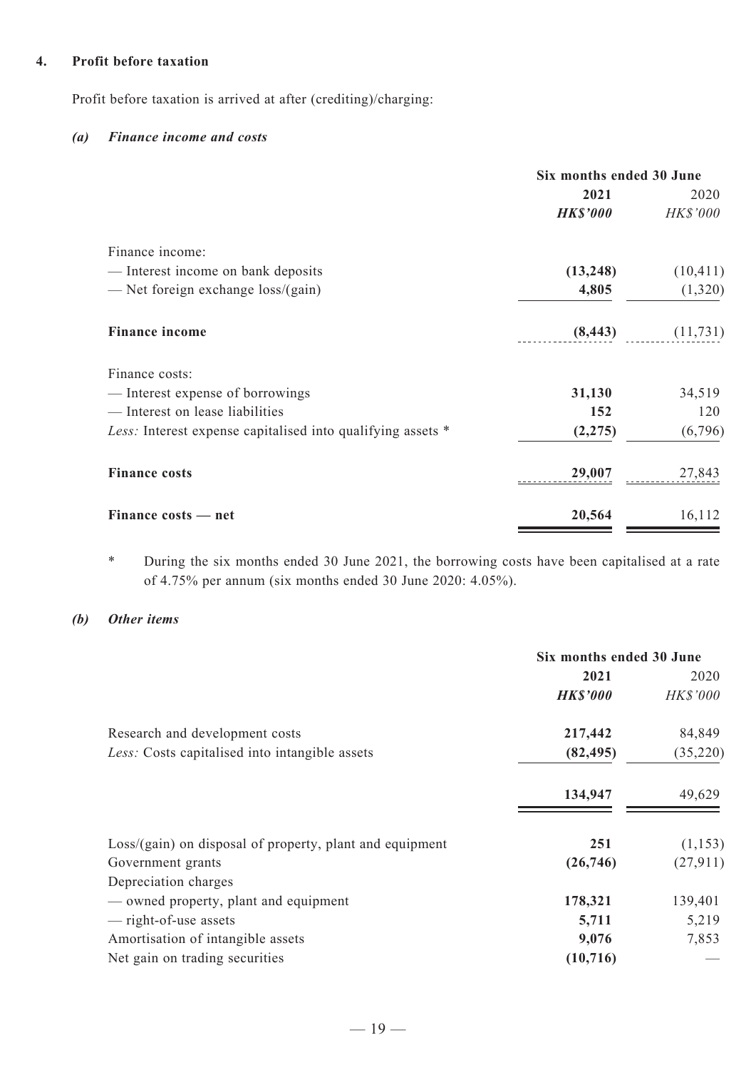## 4. Profit before taxation

Profit before taxation is arrived at after (crediting)/charging:

### *(a) Finance income and costs*

| | Six months ended 30 June | |
|---|---|---|
| | **2021** | 2020 |
| | ***HK$'000*** | *HK$'000* |
| Finance income: | | |
| — Interest income on bank deposits | **(13,248)** | (10,411) |
| — Net foreign exchange loss/(gain) | **4,805** | (1,320) |
| **Finance income** | **(8,443)** | (11,731) |
| Finance costs: | | |
| — Interest expense of borrowings | **31,130** | 34,519 |
| — Interest on lease liabilities | **152** | 120 |
| *Less:* Interest expense capitalised into qualifying assets * | **(2,275)** | (6,796) |
| **Finance costs** | **29,007** | 27,843 |
| **Finance costs — net** | **20,564** | 16,112 |

\* During the six months ended 30 June 2021, the borrowing costs have been capitalised at a rate of 4.75% per annum (six months ended 30 June 2020: 4.05%).

### *(b) Other items*

| | Six months ended 30 June | |
|---|---|---|
| | **2021** | 2020 |
| | ***HK$'000*** | *HK$'000* |
| Research and development costs | **217,442** | 84,849 |
| *Less:* Costs capitalised into intangible assets | **(82,495)** | (35,220) |
| | **134,947** | 49,629 |
| Loss/(gain) on disposal of property, plant and equipment | **251** | (1,153) |
| Government grants | **(26,746)** | (27,911) |
| Depreciation charges | | |
| — owned property, plant and equipment | **178,321** | 139,401 |
| — right-of-use assets | **5,711** | 5,219 |
| Amortisation of intangible assets | **9,076** | 7,853 |
| Net gain on trading securities | **(10,716)** | — |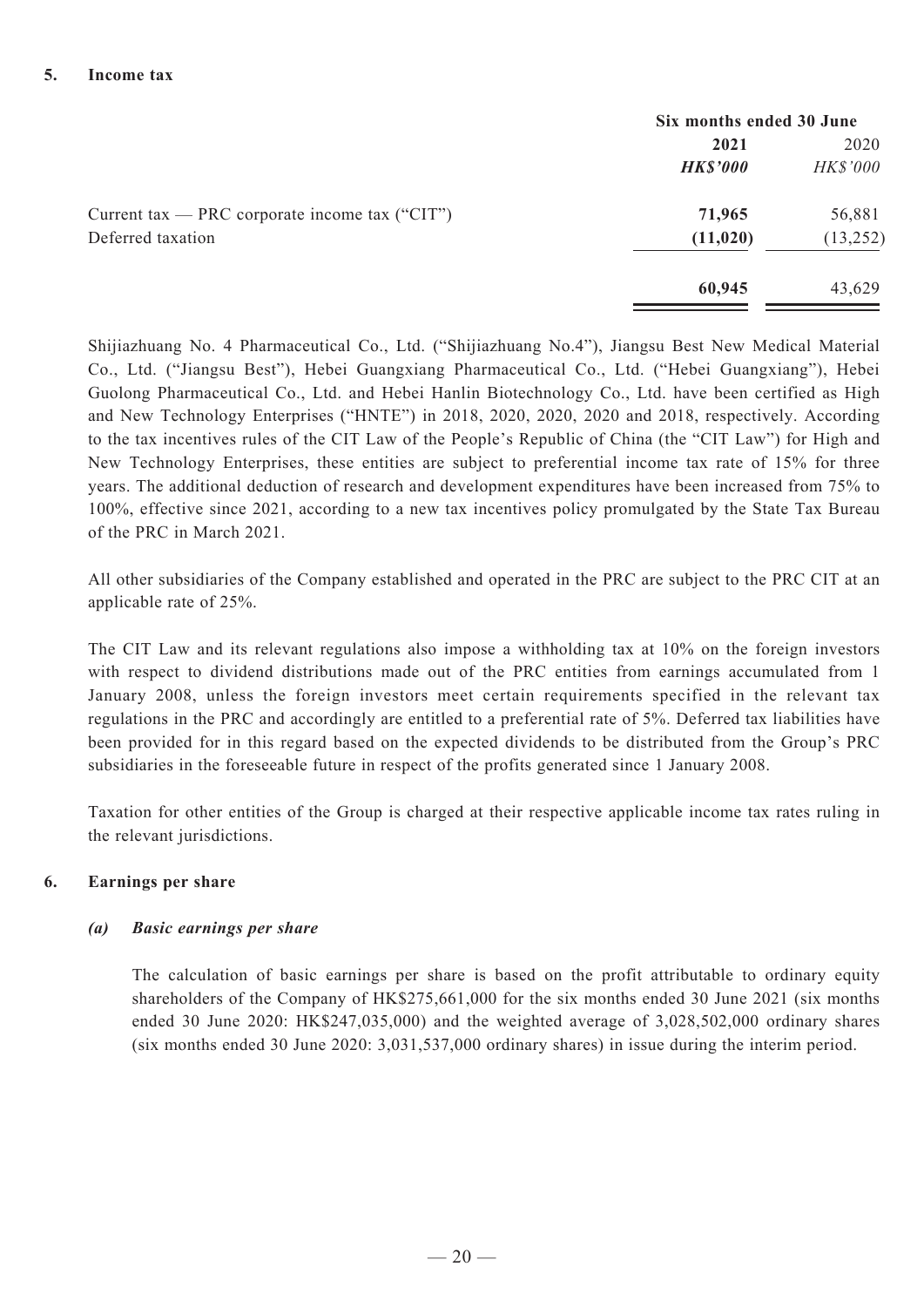## 5. Income tax

| | Six months ended 30 June | |
|---|---|---|
| | **2021** | 2020 |
| | ***HK$'000*** | *HK$'000* |
| Current tax — PRC corporate income tax ("CIT") | **71,965** | 56,881 |
| Deferred taxation | **(11,020)** | (13,252) |
| | **60,945** | 43,629 |

Shijiazhuang No. 4 Pharmaceutical Co., Ltd. ("Shijiazhuang No.4"), Jiangsu Best New Medical Material Co., Ltd. ("Jiangsu Best"), Hebei Guangxiang Pharmaceutical Co., Ltd. ("Hebei Guangxiang"), Hebei Guolong Pharmaceutical Co., Ltd. and Hebei Hanlin Biotechnology Co., Ltd. have been certified as High and New Technology Enterprises ("HNTE") in 2018, 2020, 2020, 2020 and 2018, respectively. According to the tax incentives rules of the CIT Law of the People's Republic of China (the "CIT Law") for High and New Technology Enterprises, these entities are subject to preferential income tax rate of 15% for three years. The additional deduction of research and development expenditures have been increased from 75% to 100%, effective since 2021, according to a new tax incentives policy promulgated by the State Tax Bureau of the PRC in March 2021.

All other subsidiaries of the Company established and operated in the PRC are subject to the PRC CIT at an applicable rate of 25%.

The CIT Law and its relevant regulations also impose a withholding tax at 10% on the foreign investors with respect to dividend distributions made out of the PRC entities from earnings accumulated from 1 January 2008, unless the foreign investors meet certain requirements specified in the relevant tax regulations in the PRC and accordingly are entitled to a preferential rate of 5%. Deferred tax liabilities have been provided for in this regard based on the expected dividends to be distributed from the Group's PRC subsidiaries in the foreseeable future in respect of the profits generated since 1 January 2008.

Taxation for other entities of the Group is charged at their respective applicable income tax rates ruling in the relevant jurisdictions.

## 6. Earnings per share

### *(a) Basic earnings per share*

The calculation of basic earnings per share is based on the profit attributable to ordinary equity shareholders of the Company of HK$275,661,000 for the six months ended 30 June 2021 (six months ended 30 June 2020: HK$247,035,000) and the weighted average of 3,028,502,000 ordinary shares (six months ended 30 June 2020: 3,031,537,000 ordinary shares) in issue during the interim period.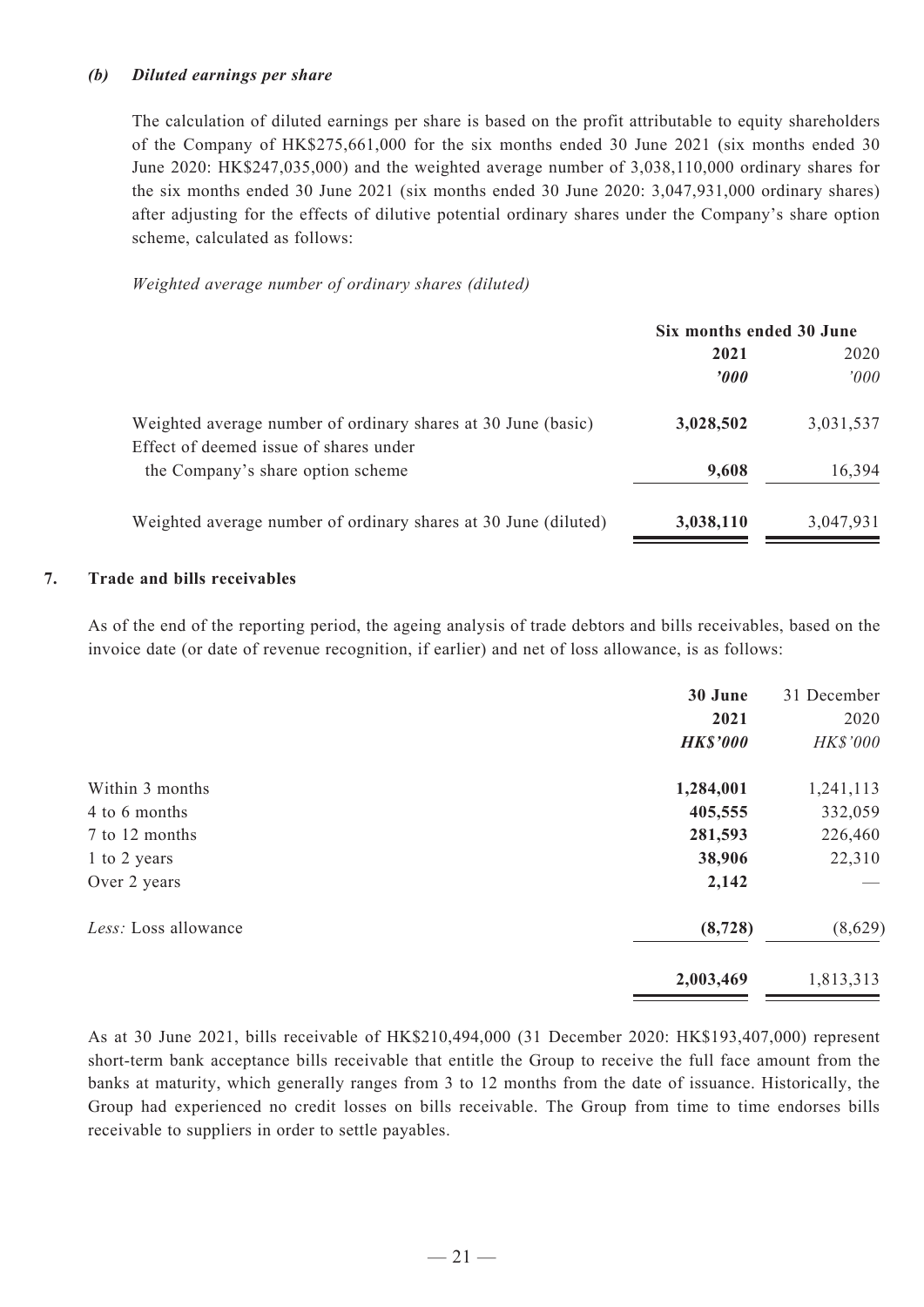*(b) Diluted earnings per share*

The calculation of diluted earnings per share is based on the profit attributable to equity shareholders of the Company of HK$275,661,000 for the six months ended 30 June 2021 (six months ended 30 June 2020: HK$247,035,000) and the weighted average number of 3,038,110,000 ordinary shares for the six months ended 30 June 2021 (six months ended 30 June 2020: 3,047,931,000 ordinary shares) after adjusting for the effects of dilutive potential ordinary shares under the Company's share option scheme, calculated as follows:

*Weighted average number of ordinary shares (diluted)*

| | Six months ended 30 June | |
|---|---|---|
| | **2021** | 2020 |
| | ***'000*** | *'000* |
| Weighted average number of ordinary shares at 30 June (basic) | **3,028,502** | 3,031,537 |
| Effect of deemed issue of shares under the Company's share option scheme | **9,608** | 16,394 |
| Weighted average number of ordinary shares at 30 June (diluted) | **3,038,110** | 3,047,931 |

## 7. Trade and bills receivables

As of the end of the reporting period, the ageing analysis of trade debtors and bills receivables, based on the invoice date (or date of revenue recognition, if earlier) and net of loss allowance, is as follows:

| | **30 June 2021** | 31 December 2020 |
|---|---|---|
| | ***HK$'000*** | *HK$'000* |
| Within 3 months | **1,284,001** | 1,241,113 |
| 4 to 6 months | **405,555** | 332,059 |
| 7 to 12 months | **281,593** | 226,460 |
| 1 to 2 years | **38,906** | 22,310 |
| Over 2 years | **2,142** | — |
| *Less:* Loss allowance | **(8,728)** | (8,629) |
| | **2,003,469** | 1,813,313 |

As at 30 June 2021, bills receivable of HK$210,494,000 (31 December 2020: HK$193,407,000) represent short-term bank acceptance bills receivable that entitle the Group to receive the full face amount from the banks at maturity, which generally ranges from 3 to 12 months from the date of issuance. Historically, the Group had experienced no credit losses on bills receivable. The Group from time to time endorses bills receivable to suppliers in order to settle payables.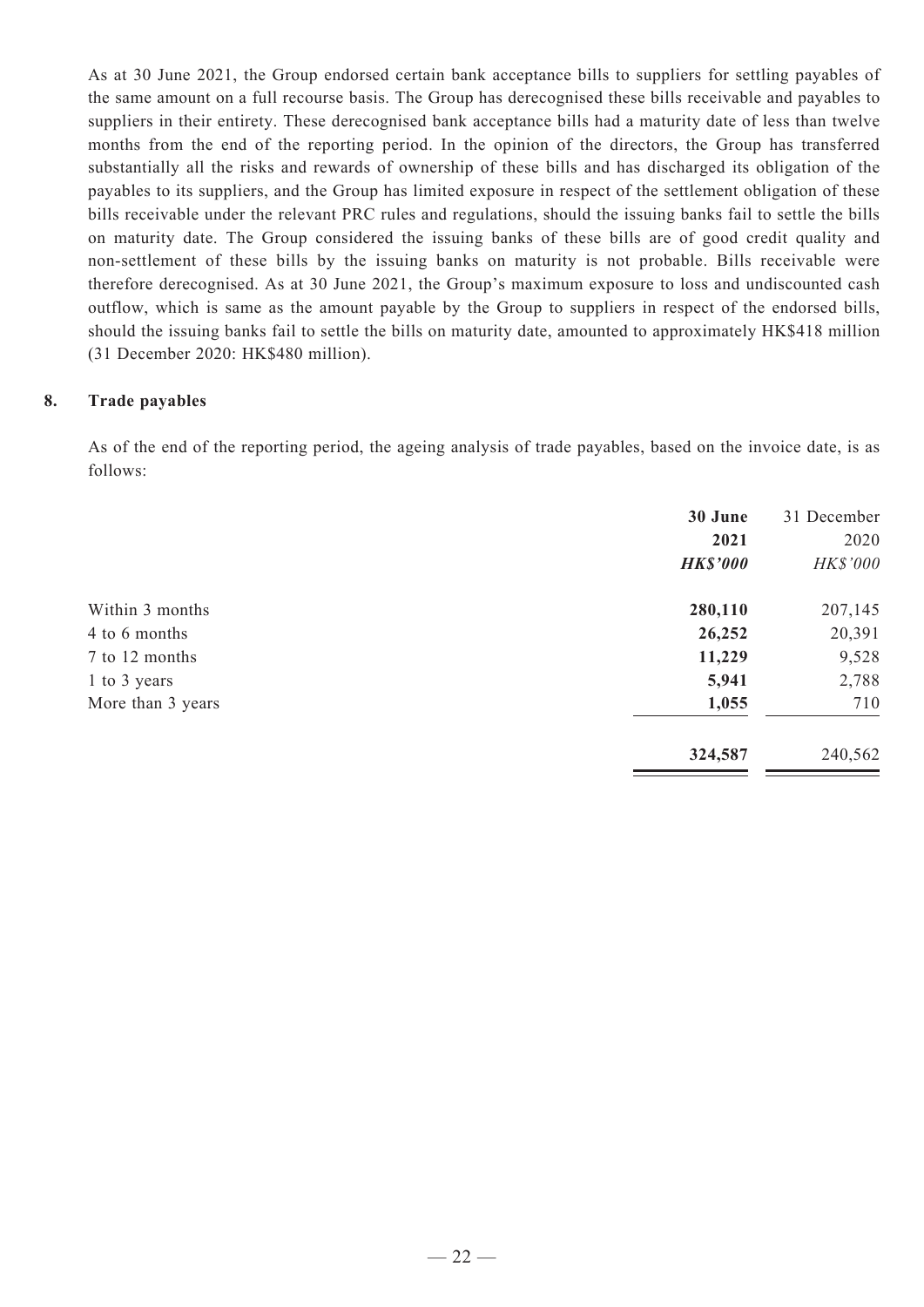As at 30 June 2021, the Group endorsed certain bank acceptance bills to suppliers for settling payables of the same amount on a full recourse basis. The Group has derecognised these bills receivable and payables to suppliers in their entirety. These derecognised bank acceptance bills had a maturity date of less than twelve months from the end of the reporting period. In the opinion of the directors, the Group has transferred substantially all the risks and rewards of ownership of these bills and has discharged its obligation of the payables to its suppliers, and the Group has limited exposure in respect of the settlement obligation of these bills receivable under the relevant PRC rules and regulations, should the issuing banks fail to settle the bills on maturity date. The Group considered the issuing banks of these bills are of good credit quality and non-settlement of these bills by the issuing banks on maturity is not probable. Bills receivable were therefore derecognised. As at 30 June 2021, the Group's maximum exposure to loss and undiscounted cash outflow, which is same as the amount payable by the Group to suppliers in respect of the endorsed bills, should the issuing banks fail to settle the bills on maturity date, amounted to approximately HK$418 million (31 December 2020: HK$480 million).

## 8. Trade payables

As of the end of the reporting period, the ageing analysis of trade payables, based on the invoice date, is as follows:

| | **30 June 2021** | 31 December 2020 |
|---|---|---|
| | ***HK$'000*** | *HK$'000* |
| Within 3 months | **280,110** | 207,145 |
| 4 to 6 months | **26,252** | 20,391 |
| 7 to 12 months | **11,229** | 9,528 |
| 1 to 3 years | **5,941** | 2,788 |
| More than 3 years | **1,055** | 710 |
| | **324,587** | 240,562 |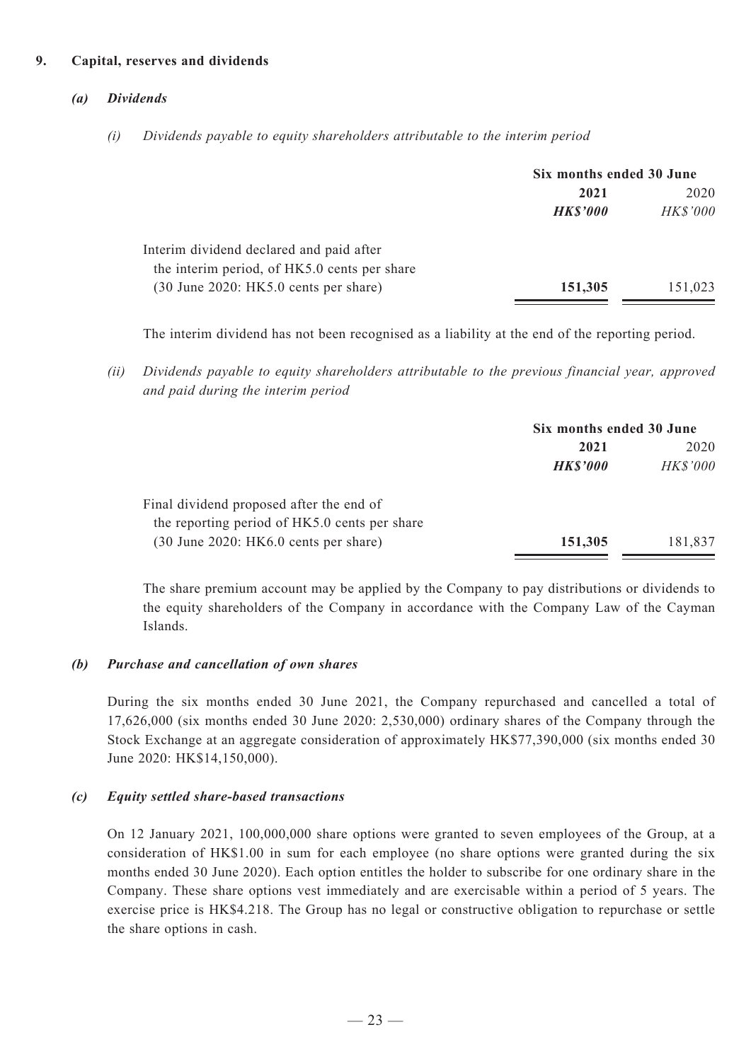## 9. Capital, reserves and dividends

### *(a) Dividends*

*(i) Dividends payable to equity shareholders attributable to the interim period*

| | Six months ended 30 June | |
|---|---|---|
| | **2021** | 2020 |
| | ***HK$'000*** | *HK$'000* |
| Interim dividend declared and paid after the interim period, of HK5.0 cents per share (30 June 2020: HK5.0 cents per share) | **151,305** | 151,023 |

The interim dividend has not been recognised as a liability at the end of the reporting period.

*(ii) Dividends payable to equity shareholders attributable to the previous financial year, approved and paid during the interim period*

| | Six months ended 30 June | |
|---|---|---|
| | **2021** | 2020 |
| | ***HK$'000*** | *HK$'000* |
| Final dividend proposed after the end of the reporting period of HK5.0 cents per share (30 June 2020: HK6.0 cents per share) | **151,305** | 181,837 |

The share premium account may be applied by the Company to pay distributions or dividends to the equity shareholders of the Company in accordance with the Company Law of the Cayman Islands.

### *(b) Purchase and cancellation of own shares*

During the six months ended 30 June 2021, the Company repurchased and cancelled a total of 17,626,000 (six months ended 30 June 2020: 2,530,000) ordinary shares of the Company through the Stock Exchange at an aggregate consideration of approximately HK$77,390,000 (six months ended 30 June 2020: HK$14,150,000).

### *(c) Equity settled share-based transactions*

On 12 January 2021, 100,000,000 share options were granted to seven employees of the Group, at a consideration of HK$1.00 in sum for each employee (no share options were granted during the six months ended 30 June 2020). Each option entitles the holder to subscribe for one ordinary share in the Company. These share options vest immediately and are exercisable within a period of 5 years. The exercise price is HK$4.218. The Group has no legal or constructive obligation to repurchase or settle the share options in cash.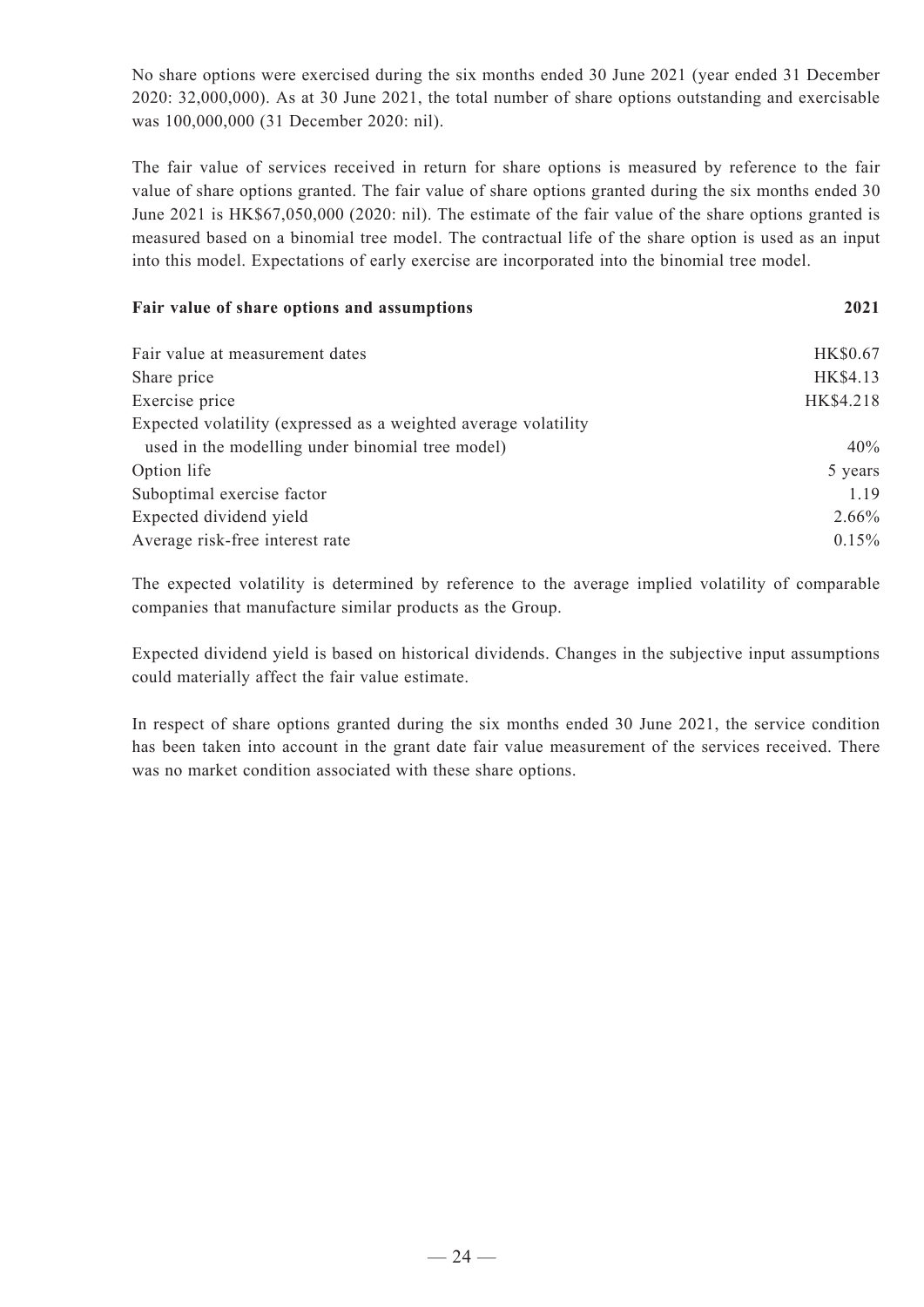No share options were exercised during the six months ended 30 June 2021 (year ended 31 December 2020: 32,000,000). As at 30 June 2021, the total number of share options outstanding and exercisable was 100,000,000 (31 December 2020: nil).

The fair value of services received in return for share options is measured by reference to the fair value of share options granted. The fair value of share options granted during the six months ended 30 June 2021 is HK$67,050,000 (2020: nil). The estimate of the fair value of the share options granted is measured based on a binomial tree model. The contractual life of the share option is used as an input into this model. Expectations of early exercise are incorporated into the binomial tree model.

| **Fair value of share options and assumptions** | **2021** |
|---|---|
| Fair value at measurement dates | HK$0.67 |
| Share price | HK$4.13 |
| Exercise price | HK$4.218 |
| Expected volatility (expressed as a weighted average volatility used in the modelling under binomial tree model) | 40% |
| Option life | 5 years |
| Suboptimal exercise factor | 1.19 |
| Expected dividend yield | 2.66% |
| Average risk-free interest rate | 0.15% |

The expected volatility is determined by reference to the average implied volatility of comparable companies that manufacture similar products as the Group.

Expected dividend yield is based on historical dividends. Changes in the subjective input assumptions could materially affect the fair value estimate.

In respect of share options granted during the six months ended 30 June 2021, the service condition has been taken into account in the grant date fair value measurement of the services received. There was no market condition associated with these share options.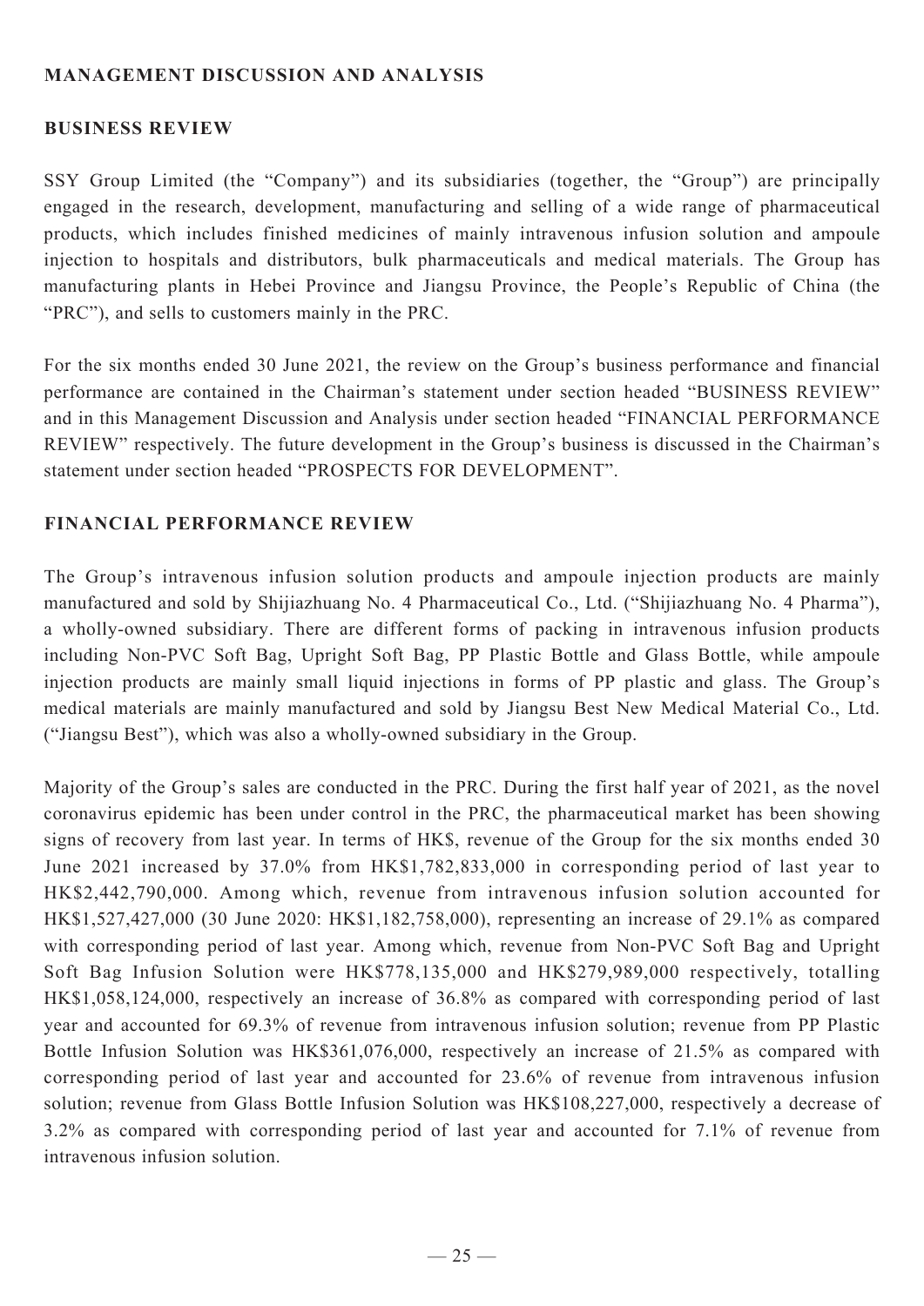## MANAGEMENT DISCUSSION AND ANALYSIS

### BUSINESS REVIEW

SSY Group Limited (the "Company") and its subsidiaries (together, the "Group") are principally engaged in the research, development, manufacturing and selling of a wide range of pharmaceutical products, which includes finished medicines of mainly intravenous infusion solution and ampoule injection to hospitals and distributors, bulk pharmaceuticals and medical materials. The Group has manufacturing plants in Hebei Province and Jiangsu Province, the People's Republic of China (the "PRC"), and sells to customers mainly in the PRC.

For the six months ended 30 June 2021, the review on the Group's business performance and financial performance are contained in the Chairman's statement under section headed "BUSINESS REVIEW" and in this Management Discussion and Analysis under section headed "FINANCIAL PERFORMANCE REVIEW" respectively. The future development in the Group's business is discussed in the Chairman's statement under section headed "PROSPECTS FOR DEVELOPMENT".

### FINANCIAL PERFORMANCE REVIEW

The Group's intravenous infusion solution products and ampoule injection products are mainly manufactured and sold by Shijiazhuang No. 4 Pharmaceutical Co., Ltd. ("Shijiazhuang No. 4 Pharma"), a wholly-owned subsidiary. There are different forms of packing in intravenous infusion products including Non-PVC Soft Bag, Upright Soft Bag, PP Plastic Bottle and Glass Bottle, while ampoule injection products are mainly small liquid injections in forms of PP plastic and glass. The Group's medical materials are mainly manufactured and sold by Jiangsu Best New Medical Material Co., Ltd. ("Jiangsu Best"), which was also a wholly-owned subsidiary in the Group.

Majority of the Group's sales are conducted in the PRC. During the first half year of 2021, as the novel coronavirus epidemic has been under control in the PRC, the pharmaceutical market has been showing signs of recovery from last year. In terms of HK$, revenue of the Group for the six months ended 30 June 2021 increased by 37.0% from HK$1,782,833,000 in corresponding period of last year to HK$2,442,790,000. Among which, revenue from intravenous infusion solution accounted for HK$1,527,427,000 (30 June 2020: HK$1,182,758,000), representing an increase of 29.1% as compared with corresponding period of last year. Among which, revenue from Non-PVC Soft Bag and Upright Soft Bag Infusion Solution were HK$778,135,000 and HK$279,989,000 respectively, totalling HK$1,058,124,000, respectively an increase of 36.8% as compared with corresponding period of last year and accounted for 69.3% of revenue from intravenous infusion solution; revenue from PP Plastic Bottle Infusion Solution was HK$361,076,000, respectively an increase of 21.5% as compared with corresponding period of last year and accounted for 23.6% of revenue from intravenous infusion solution; revenue from Glass Bottle Infusion Solution was HK$108,227,000, respectively a decrease of 3.2% as compared with corresponding period of last year and accounted for 7.1% of revenue from intravenous infusion solution.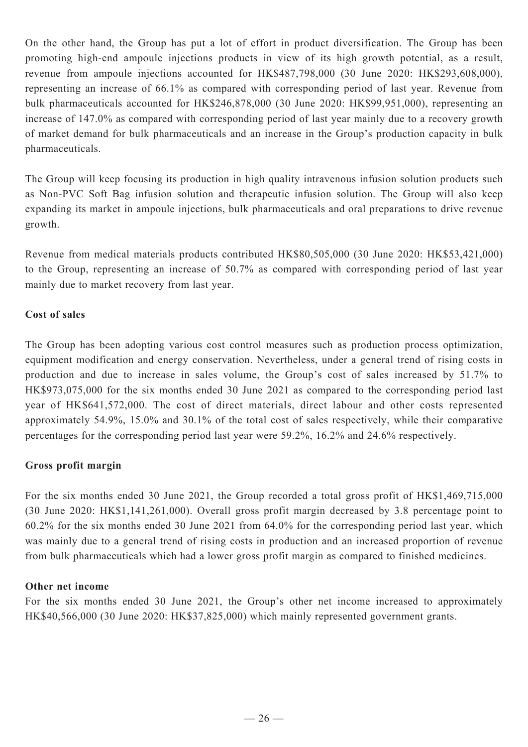On the other hand, the Group has put a lot of effort in product diversification. The Group has been promoting high-end ampoule injections products in view of its high growth potential, as a result, revenue from ampoule injections accounted for HK$487,798,000 (30 June 2020: HK$293,608,000), representing an increase of 66.1% as compared with corresponding period of last year. Revenue from bulk pharmaceuticals accounted for HK$246,878,000 (30 June 2020: HK$99,951,000), representing an increase of 147.0% as compared with corresponding period of last year mainly due to a recovery growth of market demand for bulk pharmaceuticals and an increase in the Group's production capacity in bulk pharmaceuticals.

The Group will keep focusing its production in high quality intravenous infusion solution products such as Non-PVC Soft Bag infusion solution and therapeutic infusion solution. The Group will also keep expanding its market in ampoule injections, bulk pharmaceuticals and oral preparations to drive revenue growth.

Revenue from medical materials products contributed HK$80,505,000 (30 June 2020: HK$53,421,000) to the Group, representing an increase of 50.7% as compared with corresponding period of last year mainly due to market recovery from last year.

**Cost of sales**

The Group has been adopting various cost control measures such as production process optimization, equipment modification and energy conservation. Nevertheless, under a general trend of rising costs in production and due to increase in sales volume, the Group's cost of sales increased by 51.7% to HK$973,075,000 for the six months ended 30 June 2021 as compared to the corresponding period last year of HK$641,572,000. The cost of direct materials, direct labour and other costs represented approximately 54.9%, 15.0% and 30.1% of the total cost of sales respectively, while their comparative percentages for the corresponding period last year were 59.2%, 16.2% and 24.6% respectively.

**Gross profit margin**

For the six months ended 30 June 2021, the Group recorded a total gross profit of HK$1,469,715,000 (30 June 2020: HK$1,141,261,000). Overall gross profit margin decreased by 3.8 percentage point to 60.2% for the six months ended 30 June 2021 from 64.0% for the corresponding period last year, which was mainly due to a general trend of rising costs in production and an increased proportion of revenue from bulk pharmaceuticals which had a lower gross profit margin as compared to finished medicines.

**Other net income**

For the six months ended 30 June 2021, the Group's other net income increased to approximately HK$40,566,000 (30 June 2020: HK$37,825,000) which mainly represented government grants.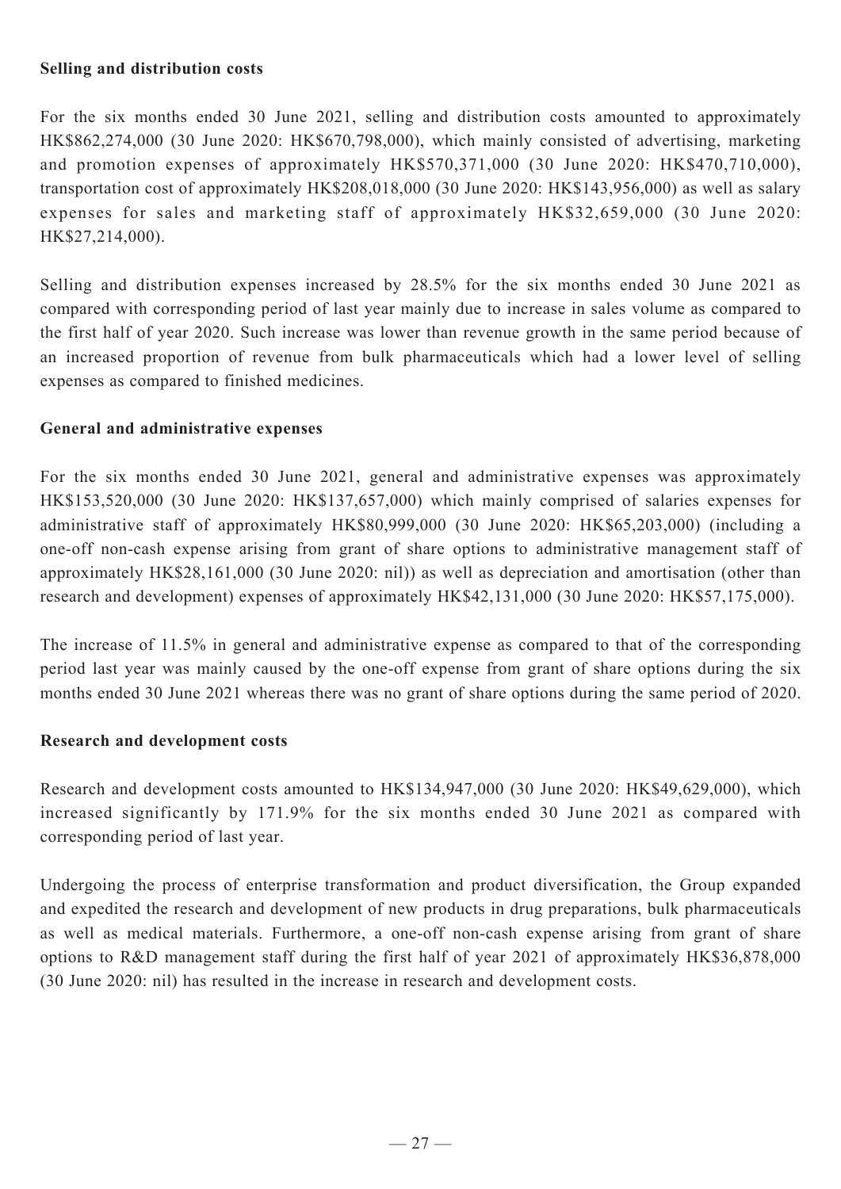**Selling and distribution costs**

For the six months ended 30 June 2021, selling and distribution costs amounted to approximately HK$862,274,000 (30 June 2020: HK$670,798,000), which mainly consisted of advertising, marketing and promotion expenses of approximately HK$570,371,000 (30 June 2020: HK$470,710,000), transportation cost of approximately HK$208,018,000 (30 June 2020: HK$143,956,000) as well as salary expenses for sales and marketing staff of approximately HK$32,659,000 (30 June 2020: HK$27,214,000).

Selling and distribution expenses increased by 28.5% for the six months ended 30 June 2021 as compared with corresponding period of last year mainly due to increase in sales volume as compared to the first half of year 2020. Such increase was lower than revenue growth in the same period because of an increased proportion of revenue from bulk pharmaceuticals which had a lower level of selling expenses as compared to finished medicines.

**General and administrative expenses**

For the six months ended 30 June 2021, general and administrative expenses was approximately HK$153,520,000 (30 June 2020: HK$137,657,000) which mainly comprised of salaries expenses for administrative staff of approximately HK$80,999,000 (30 June 2020: HK$65,203,000) (including a one-off non-cash expense arising from grant of share options to administrative management staff of approximately HK$28,161,000 (30 June 2020: nil)) as well as depreciation and amortisation (other than research and development) expenses of approximately HK$42,131,000 (30 June 2020: HK$57,175,000).

The increase of 11.5% in general and administrative expense as compared to that of the corresponding period last year was mainly caused by the one-off expense from grant of share options during the six months ended 30 June 2021 whereas there was no grant of share options during the same period of 2020.

**Research and development costs**

Research and development costs amounted to HK$134,947,000 (30 June 2020: HK$49,629,000), which increased significantly by 171.9% for the six months ended 30 June 2021 as compared with corresponding period of last year.

Undergoing the process of enterprise transformation and product diversification, the Group expanded and expedited the research and development of new products in drug preparations, bulk pharmaceuticals as well as medical materials. Furthermore, a one-off non-cash expense arising from grant of share options to R&D management staff during the first half of year 2021 of approximately HK$36,878,000 (30 June 2020: nil) has resulted in the increase in research and development costs.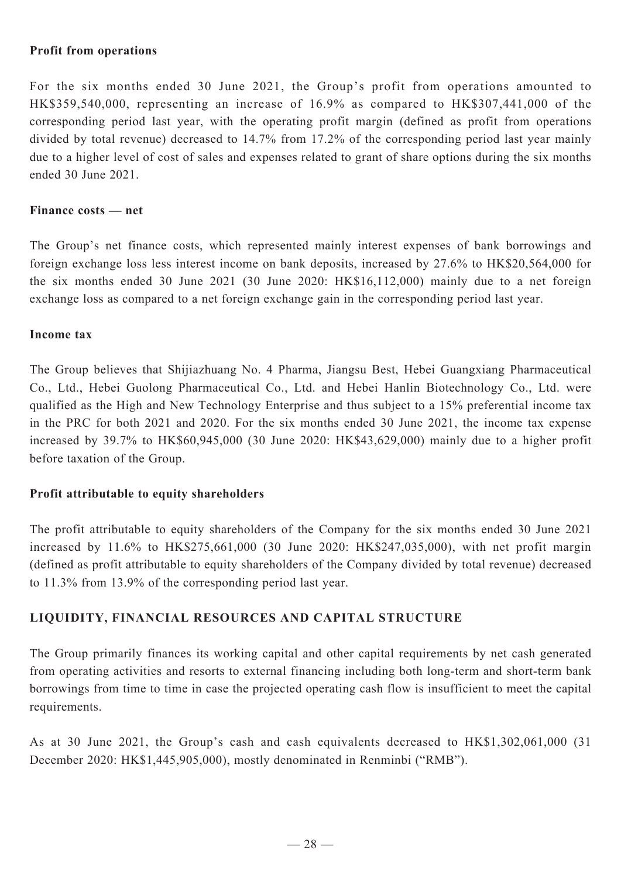**Profit from operations**

For the six months ended 30 June 2021, the Group's profit from operations amounted to HK$359,540,000, representing an increase of 16.9% as compared to HK$307,441,000 of the corresponding period last year, with the operating profit margin (defined as profit from operations divided by total revenue) decreased to 14.7% from 17.2% of the corresponding period last year mainly due to a higher level of cost of sales and expenses related to grant of share options during the six months ended 30 June 2021.

**Finance costs — net**

The Group's net finance costs, which represented mainly interest expenses of bank borrowings and foreign exchange loss less interest income on bank deposits, increased by 27.6% to HK$20,564,000 for the six months ended 30 June 2021 (30 June 2020: HK$16,112,000) mainly due to a net foreign exchange loss as compared to a net foreign exchange gain in the corresponding period last year.

**Income tax**

The Group believes that Shijiazhuang No. 4 Pharma, Jiangsu Best, Hebei Guangxiang Pharmaceutical Co., Ltd., Hebei Guolong Pharmaceutical Co., Ltd. and Hebei Hanlin Biotechnology Co., Ltd. were qualified as the High and New Technology Enterprise and thus subject to a 15% preferential income tax in the PRC for both 2021 and 2020. For the six months ended 30 June 2021, the income tax expense increased by 39.7% to HK$60,945,000 (30 June 2020: HK$43,629,000) mainly due to a higher profit before taxation of the Group.

**Profit attributable to equity shareholders**

The profit attributable to equity shareholders of the Company for the six months ended 30 June 2021 increased by 11.6% to HK$275,661,000 (30 June 2020: HK$247,035,000), with net profit margin (defined as profit attributable to equity shareholders of the Company divided by total revenue) decreased to 11.3% from 13.9% of the corresponding period last year.

## LIQUIDITY, FINANCIAL RESOURCES AND CAPITAL STRUCTURE

The Group primarily finances its working capital and other capital requirements by net cash generated from operating activities and resorts to external financing including both long-term and short-term bank borrowings from time to time in case the projected operating cash flow is insufficient to meet the capital requirements.

As at 30 June 2021, the Group's cash and cash equivalents decreased to HK$1,302,061,000 (31 December 2020: HK$1,445,905,000), mostly denominated in Renminbi ("RMB").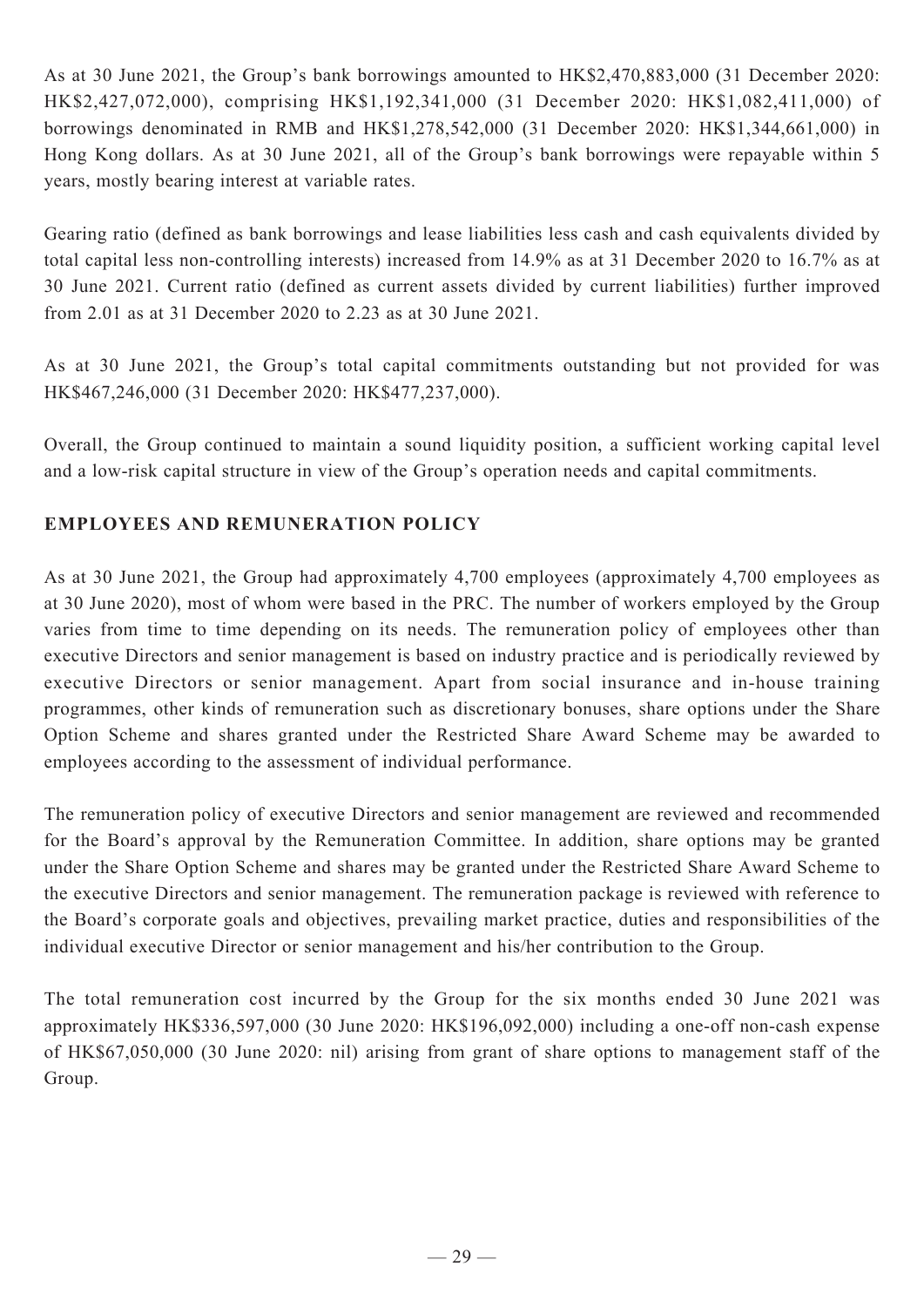As at 30 June 2021, the Group's bank borrowings amounted to HK$2,470,883,000 (31 December 2020: HK$2,427,072,000), comprising HK$1,192,341,000 (31 December 2020: HK$1,082,411,000) of borrowings denominated in RMB and HK$1,278,542,000 (31 December 2020: HK$1,344,661,000) in Hong Kong dollars. As at 30 June 2021, all of the Group's bank borrowings were repayable within 5 years, mostly bearing interest at variable rates.

Gearing ratio (defined as bank borrowings and lease liabilities less cash and cash equivalents divided by total capital less non-controlling interests) increased from 14.9% as at 31 December 2020 to 16.7% as at 30 June 2021. Current ratio (defined as current assets divided by current liabilities) further improved from 2.01 as at 31 December 2020 to 2.23 as at 30 June 2021.

As at 30 June 2021, the Group's total capital commitments outstanding but not provided for was HK$467,246,000 (31 December 2020: HK$477,237,000).

Overall, the Group continued to maintain a sound liquidity position, a sufficient working capital level and a low-risk capital structure in view of the Group's operation needs and capital commitments.

## EMPLOYEES AND REMUNERATION POLICY

As at 30 June 2021, the Group had approximately 4,700 employees (approximately 4,700 employees as at 30 June 2020), most of whom were based in the PRC. The number of workers employed by the Group varies from time to time depending on its needs. The remuneration policy of employees other than executive Directors and senior management is based on industry practice and is periodically reviewed by executive Directors or senior management. Apart from social insurance and in-house training programmes, other kinds of remuneration such as discretionary bonuses, share options under the Share Option Scheme and shares granted under the Restricted Share Award Scheme may be awarded to employees according to the assessment of individual performance.

The remuneration policy of executive Directors and senior management are reviewed and recommended for the Board's approval by the Remuneration Committee. In addition, share options may be granted under the Share Option Scheme and shares may be granted under the Restricted Share Award Scheme to the executive Directors and senior management. The remuneration package is reviewed with reference to the Board's corporate goals and objectives, prevailing market practice, duties and responsibilities of the individual executive Director or senior management and his/her contribution to the Group.

The total remuneration cost incurred by the Group for the six months ended 30 June 2021 was approximately HK$336,597,000 (30 June 2020: HK$196,092,000) including a one-off non-cash expense of HK$67,050,000 (30 June 2020: nil) arising from grant of share options to management staff of the Group.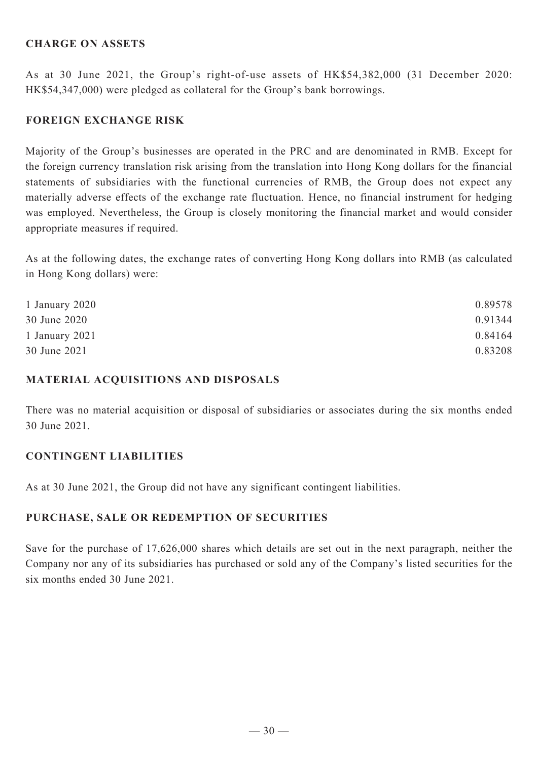## CHARGE ON ASSETS

As at 30 June 2021, the Group's right-of-use assets of HK$54,382,000 (31 December 2020: HK$54,347,000) were pledged as collateral for the Group's bank borrowings.

## FOREIGN EXCHANGE RISK

Majority of the Group's businesses are operated in the PRC and are denominated in RMB. Except for the foreign currency translation risk arising from the translation into Hong Kong dollars for the financial statements of subsidiaries with the functional currencies of RMB, the Group does not expect any materially adverse effects of the exchange rate fluctuation. Hence, no financial instrument for hedging was employed. Nevertheless, the Group is closely monitoring the financial market and would consider appropriate measures if required.

As at the following dates, the exchange rates of converting Hong Kong dollars into RMB (as calculated in Hong Kong dollars) were:

| | |
|---|---|
| 1 January 2020 | 0.89578 |
| 30 June 2020 | 0.91344 |
| 1 January 2021 | 0.84164 |
| 30 June 2021 | 0.83208 |

## MATERIAL ACQUISITIONS AND DISPOSALS

There was no material acquisition or disposal of subsidiaries or associates during the six months ended 30 June 2021.

## CONTINGENT LIABILITIES

As at 30 June 2021, the Group did not have any significant contingent liabilities.

## PURCHASE, SALE OR REDEMPTION OF SECURITIES

Save for the purchase of 17,626,000 shares which details are set out in the next paragraph, neither the Company nor any of its subsidiaries has purchased or sold any of the Company's listed securities for the six months ended 30 June 2021.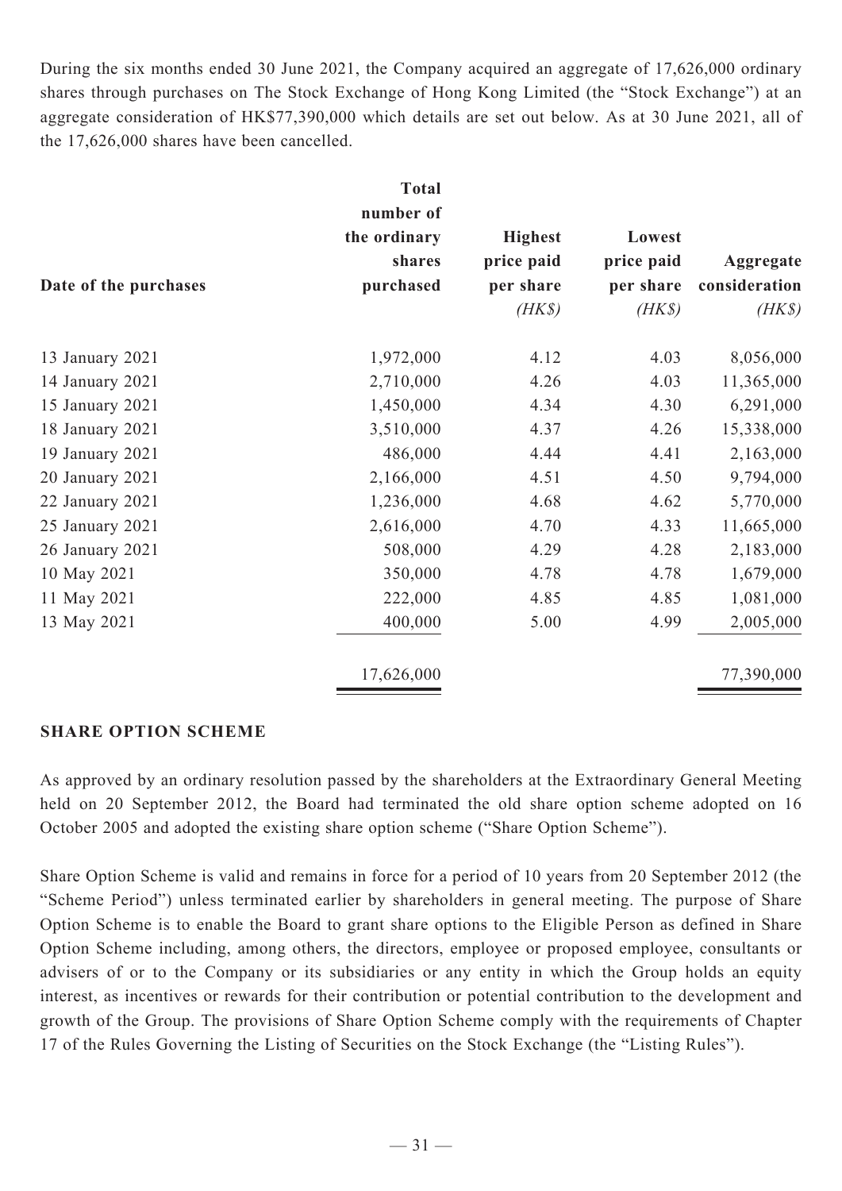During the six months ended 30 June 2021, the Company acquired an aggregate of 17,626,000 ordinary shares through purchases on The Stock Exchange of Hong Kong Limited (the "Stock Exchange") at an aggregate consideration of HK$77,390,000 which details are set out below. As at 30 June 2021, all of the 17,626,000 shares have been cancelled.

| Date of the purchases | Total number of the ordinary shares purchased | Highest price paid per share *(HK$)* | Lowest price paid per share *(HK$)* | Aggregate consideration *(HK$)* |
|---|---|---|---|---|
| 13 January 2021 | 1,972,000 | 4.12 | 4.03 | 8,056,000 |
| 14 January 2021 | 2,710,000 | 4.26 | 4.03 | 11,365,000 |
| 15 January 2021 | 1,450,000 | 4.34 | 4.30 | 6,291,000 |
| 18 January 2021 | 3,510,000 | 4.37 | 4.26 | 15,338,000 |
| 19 January 2021 | 486,000 | 4.44 | 4.41 | 2,163,000 |
| 20 January 2021 | 2,166,000 | 4.51 | 4.50 | 9,794,000 |
| 22 January 2021 | 1,236,000 | 4.68 | 4.62 | 5,770,000 |
| 25 January 2021 | 2,616,000 | 4.70 | 4.33 | 11,665,000 |
| 26 January 2021 | 508,000 | 4.29 | 4.28 | 2,183,000 |
| 10 May 2021 | 350,000 | 4.78 | 4.78 | 1,679,000 |
| 11 May 2021 | 222,000 | 4.85 | 4.85 | 1,081,000 |
| 13 May 2021 | 400,000 | 5.00 | 4.99 | 2,005,000 |
| | 17,626,000 | | | 77,390,000 |

## SHARE OPTION SCHEME

As approved by an ordinary resolution passed by the shareholders at the Extraordinary General Meeting held on 20 September 2012, the Board had terminated the old share option scheme adopted on 16 October 2005 and adopted the existing share option scheme ("Share Option Scheme").

Share Option Scheme is valid and remains in force for a period of 10 years from 20 September 2012 (the "Scheme Period") unless terminated earlier by shareholders in general meeting. The purpose of Share Option Scheme is to enable the Board to grant share options to the Eligible Person as defined in Share Option Scheme including, among others, the directors, employee or proposed employee, consultants or advisers of or to the Company or its subsidiaries or any entity in which the Group holds an equity interest, as incentives or rewards for their contribution or potential contribution to the development and growth of the Group. The provisions of Share Option Scheme comply with the requirements of Chapter 17 of the Rules Governing the Listing of Securities on the Stock Exchange (the "Listing Rules").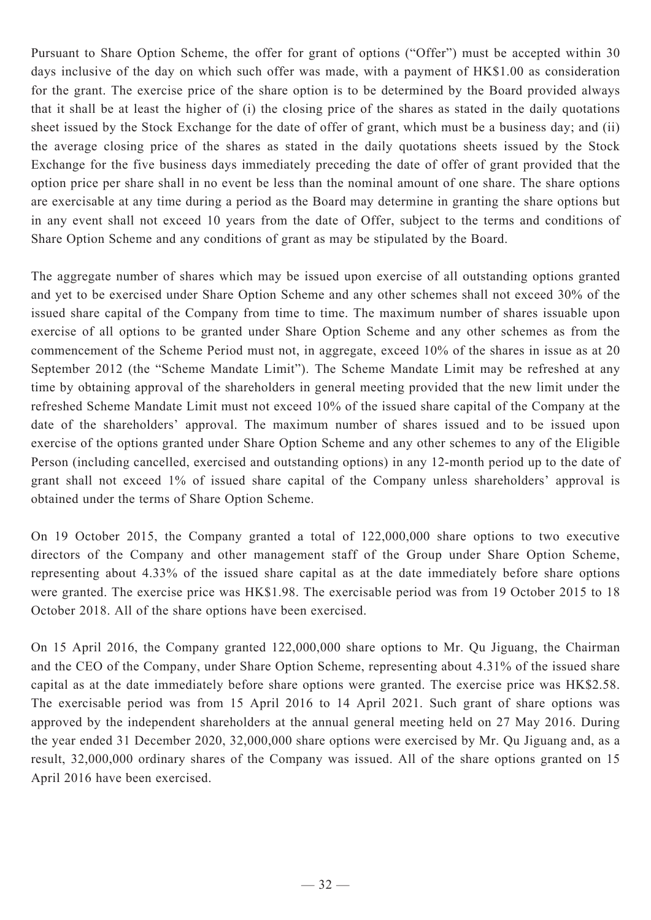Pursuant to Share Option Scheme, the offer for grant of options ("Offer") must be accepted within 30 days inclusive of the day on which such offer was made, with a payment of HK$1.00 as consideration for the grant. The exercise price of the share option is to be determined by the Board provided always that it shall be at least the higher of (i) the closing price of the shares as stated in the daily quotations sheet issued by the Stock Exchange for the date of offer of grant, which must be a business day; and (ii) the average closing price of the shares as stated in the daily quotations sheets issued by the Stock Exchange for the five business days immediately preceding the date of offer of grant provided that the option price per share shall in no event be less than the nominal amount of one share. The share options are exercisable at any time during a period as the Board may determine in granting the share options but in any event shall not exceed 10 years from the date of Offer, subject to the terms and conditions of Share Option Scheme and any conditions of grant as may be stipulated by the Board.

The aggregate number of shares which may be issued upon exercise of all outstanding options granted and yet to be exercised under Share Option Scheme and any other schemes shall not exceed 30% of the issued share capital of the Company from time to time. The maximum number of shares issuable upon exercise of all options to be granted under Share Option Scheme and any other schemes as from the commencement of the Scheme Period must not, in aggregate, exceed 10% of the shares in issue as at 20 September 2012 (the "Scheme Mandate Limit"). The Scheme Mandate Limit may be refreshed at any time by obtaining approval of the shareholders in general meeting provided that the new limit under the refreshed Scheme Mandate Limit must not exceed 10% of the issued share capital of the Company at the date of the shareholders' approval. The maximum number of shares issued and to be issued upon exercise of the options granted under Share Option Scheme and any other schemes to any of the Eligible Person (including cancelled, exercised and outstanding options) in any 12-month period up to the date of grant shall not exceed 1% of issued share capital of the Company unless shareholders' approval is obtained under the terms of Share Option Scheme.

On 19 October 2015, the Company granted a total of 122,000,000 share options to two executive directors of the Company and other management staff of the Group under Share Option Scheme, representing about 4.33% of the issued share capital as at the date immediately before share options were granted. The exercise price was HK$1.98. The exercisable period was from 19 October 2015 to 18 October 2018. All of the share options have been exercised.

On 15 April 2016, the Company granted 122,000,000 share options to Mr. Qu Jiguang, the Chairman and the CEO of the Company, under Share Option Scheme, representing about 4.31% of the issued share capital as at the date immediately before share options were granted. The exercise price was HK$2.58. The exercisable period was from 15 April 2016 to 14 April 2021. Such grant of share options was approved by the independent shareholders at the annual general meeting held on 27 May 2016. During the year ended 31 December 2020, 32,000,000 share options were exercised by Mr. Qu Jiguang and, as a result, 32,000,000 ordinary shares of the Company was issued. All of the share options granted on 15 April 2016 have been exercised.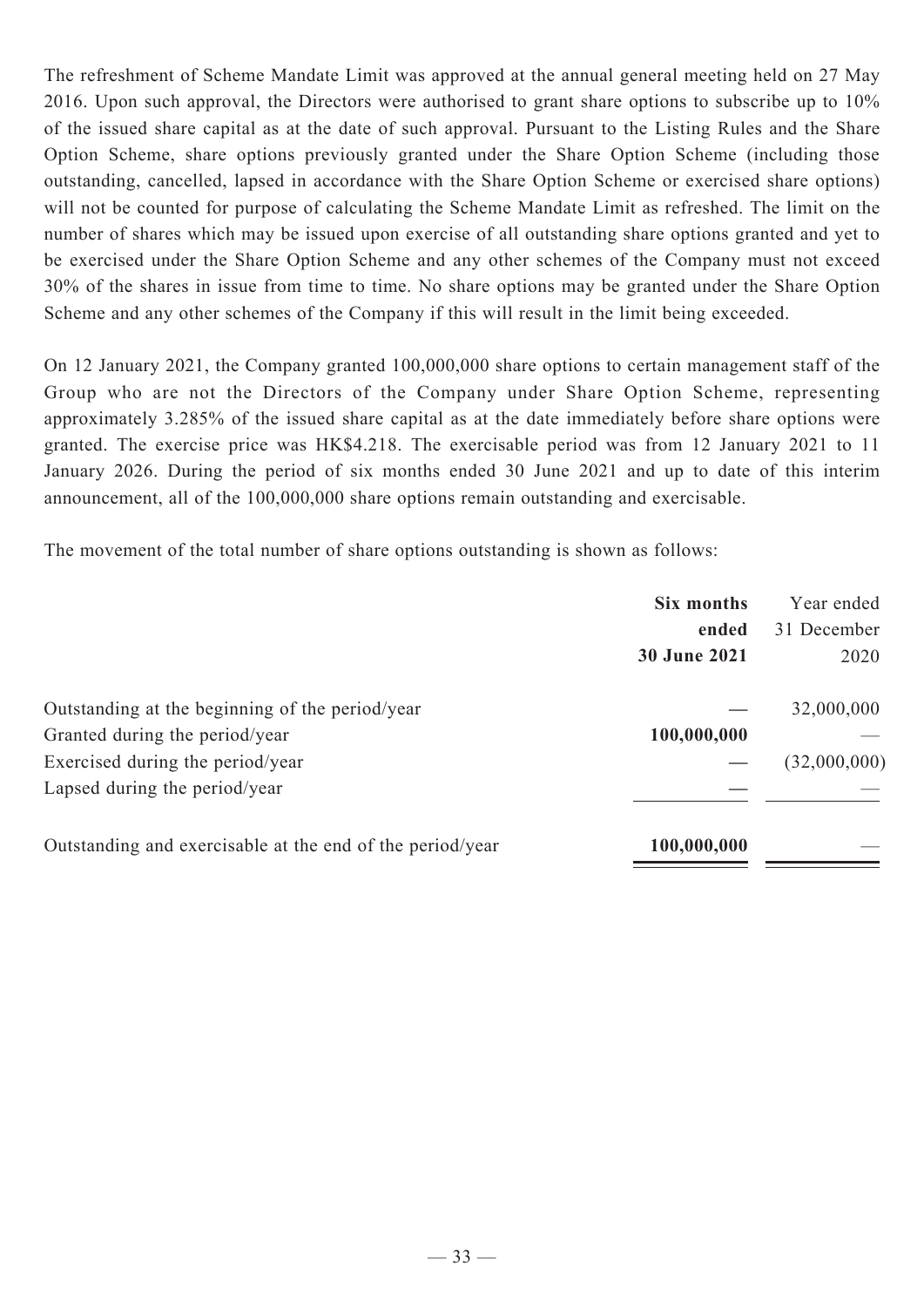The refreshment of Scheme Mandate Limit was approved at the annual general meeting held on 27 May 2016. Upon such approval, the Directors were authorised to grant share options to subscribe up to 10% of the issued share capital as at the date of such approval. Pursuant to the Listing Rules and the Share Option Scheme, share options previously granted under the Share Option Scheme (including those outstanding, cancelled, lapsed in accordance with the Share Option Scheme or exercised share options) will not be counted for purpose of calculating the Scheme Mandate Limit as refreshed. The limit on the number of shares which may be issued upon exercise of all outstanding share options granted and yet to be exercised under the Share Option Scheme and any other schemes of the Company must not exceed 30% of the shares in issue from time to time. No share options may be granted under the Share Option Scheme and any other schemes of the Company if this will result in the limit being exceeded.

On 12 January 2021, the Company granted 100,000,000 share options to certain management staff of the Group who are not the Directors of the Company under Share Option Scheme, representing approximately 3.285% of the issued share capital as at the date immediately before share options were granted. The exercise price was HK$4.218. The exercisable period was from 12 January 2021 to 11 January 2026. During the period of six months ended 30 June 2021 and up to date of this interim announcement, all of the 100,000,000 share options remain outstanding and exercisable.

The movement of the total number of share options outstanding is shown as follows:

| | **Six months ended 30 June 2021** | Year ended 31 December 2020 |
|---|---|---|
| Outstanding at the beginning of the period/year | **—** | 32,000,000 |
| Granted during the period/year | **100,000,000** | — |
| Exercised during the period/year | **—** | (32,000,000) |
| Lapsed during the period/year | **—** | — |
| Outstanding and exercisable at the end of the period/year | **100,000,000** | — |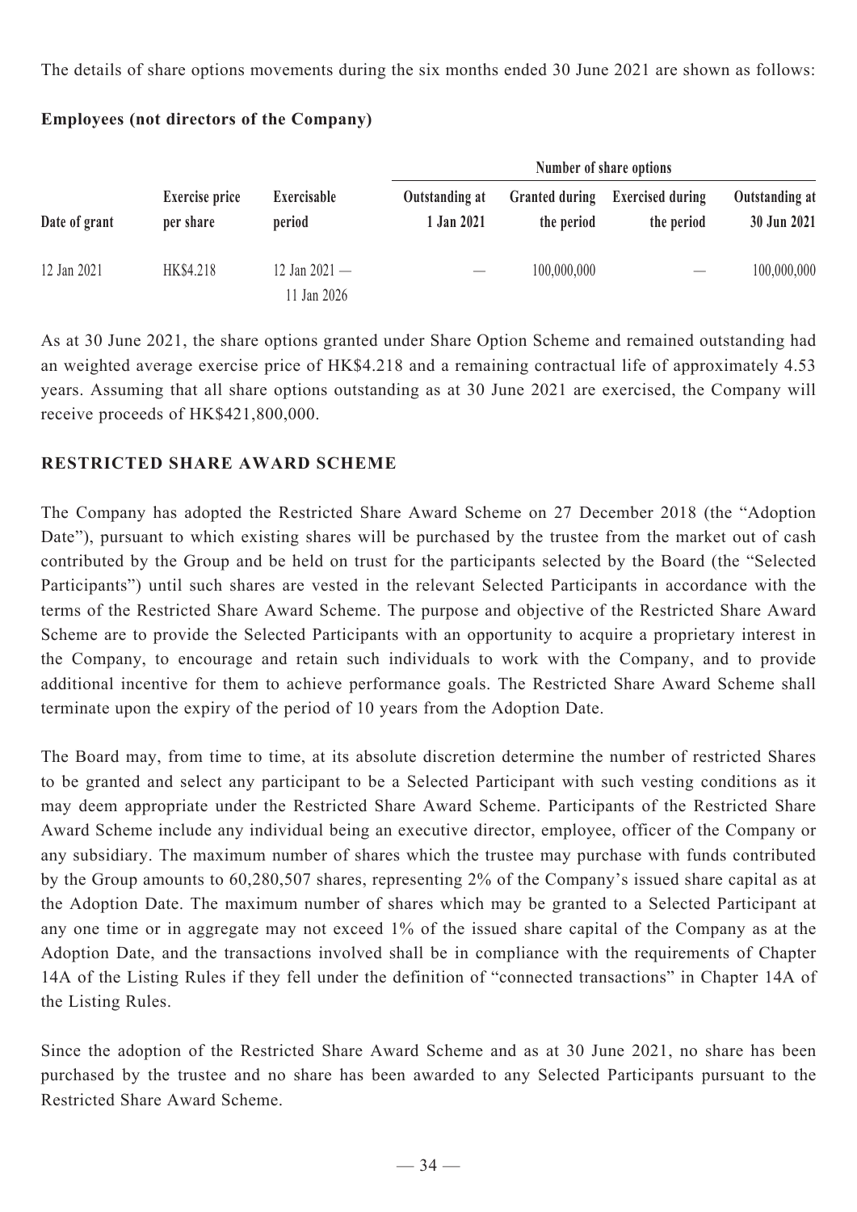The details of share options movements during the six months ended 30 June 2021 are shown as follows:

**Employees (not directors of the Company)**

| Date of grant | Exercise price per share | Exercisable period | Number of share options | | | |
|---|---|---|---|---|---|---|
| | | | Outstanding at 1 Jan 2021 | Granted during the period | Exercised during the period | Outstanding at 30 Jun 2021 |
| 12 Jan 2021 | HK$4.218 | 12 Jan 2021 — 11 Jan 2026 | — | 100,000,000 | — | 100,000,000 |

As at 30 June 2021, the share options granted under Share Option Scheme and remained outstanding had an weighted average exercise price of HK$4.218 and a remaining contractual life of approximately 4.53 years. Assuming that all share options outstanding as at 30 June 2021 are exercised, the Company will receive proceeds of HK$421,800,000.

## RESTRICTED SHARE AWARD SCHEME

The Company has adopted the Restricted Share Award Scheme on 27 December 2018 (the "Adoption Date"), pursuant to which existing shares will be purchased by the trustee from the market out of cash contributed by the Group and be held on trust for the participants selected by the Board (the "Selected Participants") until such shares are vested in the relevant Selected Participants in accordance with the terms of the Restricted Share Award Scheme. The purpose and objective of the Restricted Share Award Scheme are to provide the Selected Participants with an opportunity to acquire a proprietary interest in the Company, to encourage and retain such individuals to work with the Company, and to provide additional incentive for them to achieve performance goals. The Restricted Share Award Scheme shall terminate upon the expiry of the period of 10 years from the Adoption Date.

The Board may, from time to time, at its absolute discretion determine the number of restricted Shares to be granted and select any participant to be a Selected Participant with such vesting conditions as it may deem appropriate under the Restricted Share Award Scheme. Participants of the Restricted Share Award Scheme include any individual being an executive director, employee, officer of the Company or any subsidiary. The maximum number of shares which the trustee may purchase with funds contributed by the Group amounts to 60,280,507 shares, representing 2% of the Company's issued share capital as at the Adoption Date. The maximum number of shares which may be granted to a Selected Participant at any one time or in aggregate may not exceed 1% of the issued share capital of the Company as at the Adoption Date, and the transactions involved shall be in compliance with the requirements of Chapter 14A of the Listing Rules if they fell under the definition of "connected transactions" in Chapter 14A of the Listing Rules.

Since the adoption of the Restricted Share Award Scheme and as at 30 June 2021, no share has been purchased by the trustee and no share has been awarded to any Selected Participants pursuant to the Restricted Share Award Scheme.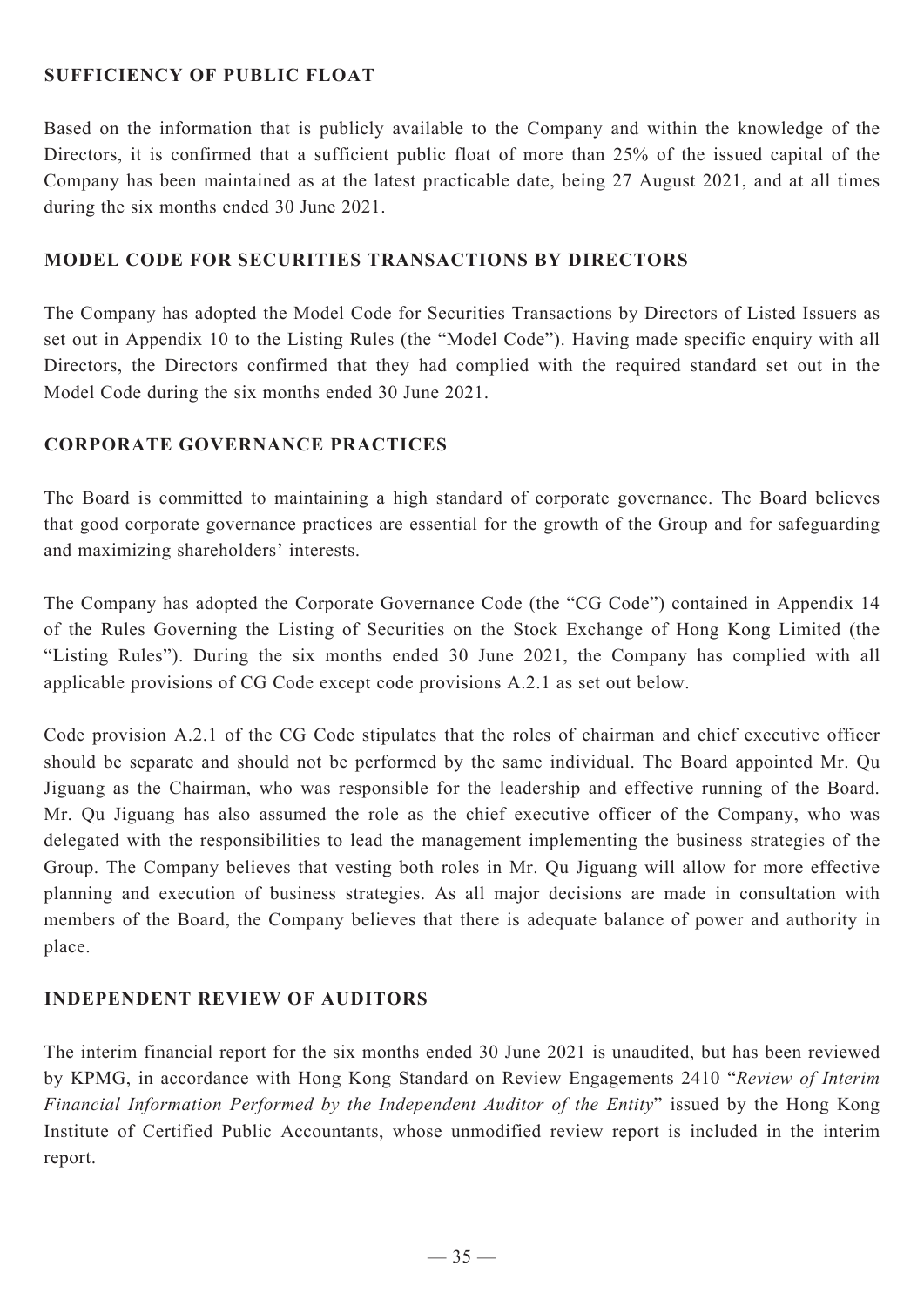## SUFFICIENCY OF PUBLIC FLOAT

Based on the information that is publicly available to the Company and within the knowledge of the Directors, it is confirmed that a sufficient public float of more than 25% of the issued capital of the Company has been maintained as at the latest practicable date, being 27 August 2021, and at all times during the six months ended 30 June 2021.

## MODEL CODE FOR SECURITIES TRANSACTIONS BY DIRECTORS

The Company has adopted the Model Code for Securities Transactions by Directors of Listed Issuers as set out in Appendix 10 to the Listing Rules (the "Model Code"). Having made specific enquiry with all Directors, the Directors confirmed that they had complied with the required standard set out in the Model Code during the six months ended 30 June 2021.

## CORPORATE GOVERNANCE PRACTICES

The Board is committed to maintaining a high standard of corporate governance. The Board believes that good corporate governance practices are essential for the growth of the Group and for safeguarding and maximizing shareholders' interests.

The Company has adopted the Corporate Governance Code (the "CG Code") contained in Appendix 14 of the Rules Governing the Listing of Securities on the Stock Exchange of Hong Kong Limited (the "Listing Rules"). During the six months ended 30 June 2021, the Company has complied with all applicable provisions of CG Code except code provisions A.2.1 as set out below.

Code provision A.2.1 of the CG Code stipulates that the roles of chairman and chief executive officer should be separate and should not be performed by the same individual. The Board appointed Mr. Qu Jiguang as the Chairman, who was responsible for the leadership and effective running of the Board. Mr. Qu Jiguang has also assumed the role as the chief executive officer of the Company, who was delegated with the responsibilities to lead the management implementing the business strategies of the Group. The Company believes that vesting both roles in Mr. Qu Jiguang will allow for more effective planning and execution of business strategies. As all major decisions are made in consultation with members of the Board, the Company believes that there is adequate balance of power and authority in place.

## INDEPENDENT REVIEW OF AUDITORS

The interim financial report for the six months ended 30 June 2021 is unaudited, but has been reviewed by KPMG, in accordance with Hong Kong Standard on Review Engagements 2410 "*Review of Interim Financial Information Performed by the Independent Auditor of the Entity*" issued by the Hong Kong Institute of Certified Public Accountants, whose unmodified review report is included in the interim report.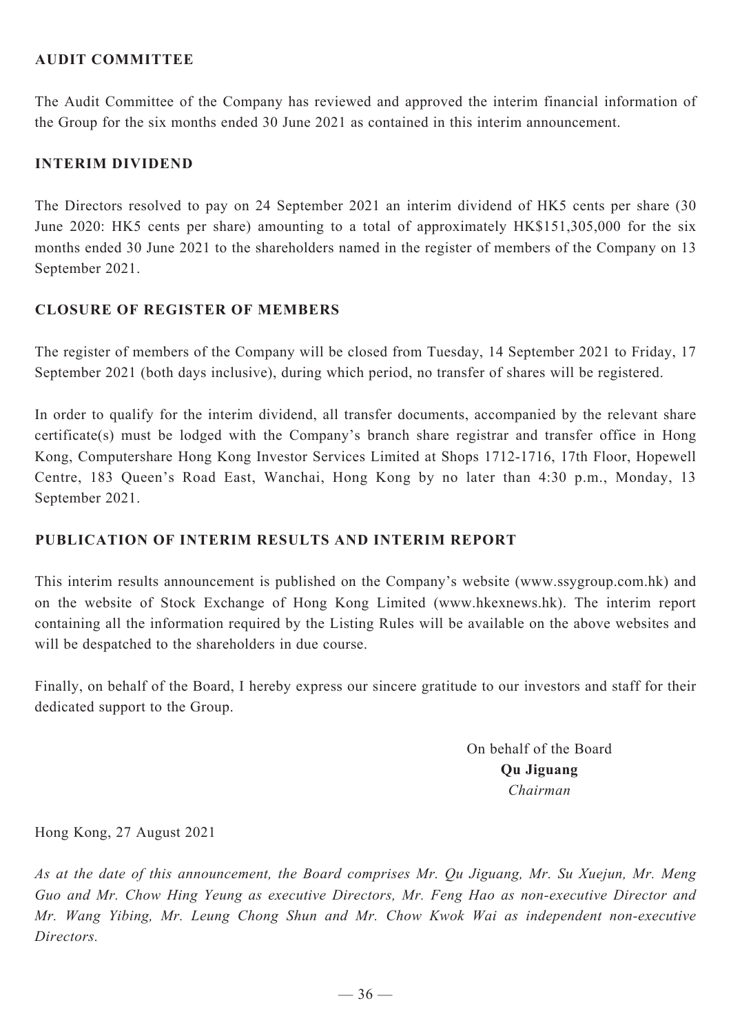## AUDIT COMMITTEE

The Audit Committee of the Company has reviewed and approved the interim financial information of the Group for the six months ended 30 June 2021 as contained in this interim announcement.

## INTERIM DIVIDEND

The Directors resolved to pay on 24 September 2021 an interim dividend of HK5 cents per share (30 June 2020: HK5 cents per share) amounting to a total of approximately HK$151,305,000 for the six months ended 30 June 2021 to the shareholders named in the register of members of the Company on 13 September 2021.

## CLOSURE OF REGISTER OF MEMBERS

The register of members of the Company will be closed from Tuesday, 14 September 2021 to Friday, 17 September 2021 (both days inclusive), during which period, no transfer of shares will be registered.

In order to qualify for the interim dividend, all transfer documents, accompanied by the relevant share certificate(s) must be lodged with the Company's branch share registrar and transfer office in Hong Kong, Computershare Hong Kong Investor Services Limited at Shops 1712-1716, 17th Floor, Hopewell Centre, 183 Queen's Road East, Wanchai, Hong Kong by no later than 4:30 p.m., Monday, 13 September 2021.

## PUBLICATION OF INTERIM RESULTS AND INTERIM REPORT

This interim results announcement is published on the Company's website (www.ssygroup.com.hk) and on the website of Stock Exchange of Hong Kong Limited (www.hkexnews.hk). The interim report containing all the information required by the Listing Rules will be available on the above websites and will be despatched to the shareholders in due course.

Finally, on behalf of the Board, I hereby express our sincere gratitude to our investors and staff for their dedicated support to the Group.

On behalf of the Board
**Qu Jiguang**
*Chairman*

Hong Kong, 27 August 2021

*As at the date of this announcement, the Board comprises Mr. Qu Jiguang, Mr. Su Xuejun, Mr. Meng Guo and Mr. Chow Hing Yeung as executive Directors, Mr. Feng Hao as non-executive Director and Mr. Wang Yibing, Mr. Leung Chong Shun and Mr. Chow Kwok Wai as independent non-executive Directors.*